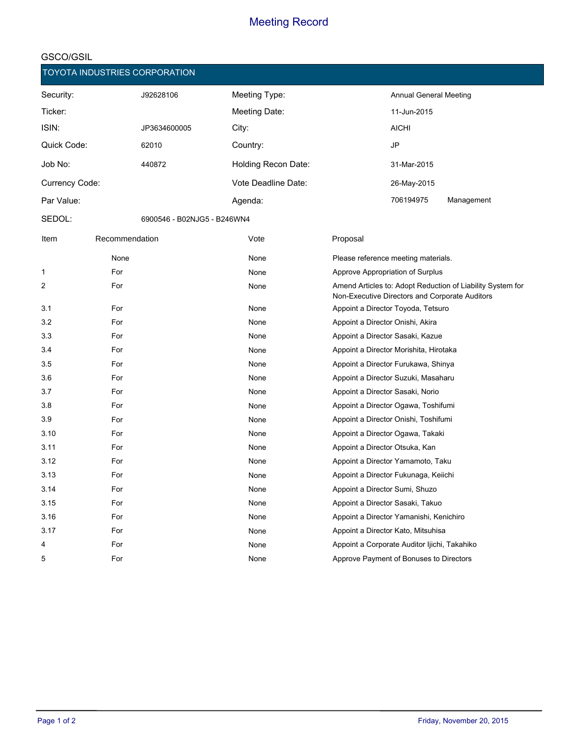# Meeting Record

GSCO/GSIL

## TOYOTA INDUSTRIES CORPORATION

| | | | |
|---|---|---|---|
| Security: | J92628106 | Meeting Type: | Annual General Meeting |
| Ticker: | | Meeting Date: | 11-Jun-2015 |
| ISIN: | JP3634600005 | City: | AICHI |
| Quick Code: | 62010 | Country: | JP |
| Job No: | 440872 | Holding Recon Date: | 31-Mar-2015 |
| Currency Code: | | Vote Deadline Date: | 26-May-2015 |
| Par Value: | | Agenda: | 706194975 Management |
| SEDOL: | 6900546 - B02NJG5 - B246WN4 | | |

| Item | Recommendation | Vote | Proposal |
|---|---|---|---|
| | None | None | Please reference meeting materials. |
| 1 | For | None | Approve Appropriation of Surplus |
| 2 | For | None | Amend Articles to: Adopt Reduction of Liability System for Non-Executive Directors and Corporate Auditors |
| 3.1 | For | None | Appoint a Director Toyoda, Tetsuro |
| 3.2 | For | None | Appoint a Director Onishi, Akira |
| 3.3 | For | None | Appoint a Director Sasaki, Kazue |
| 3.4 | For | None | Appoint a Director Morishita, Hirotaka |
| 3.5 | For | None | Appoint a Director Furukawa, Shinya |
| 3.6 | For | None | Appoint a Director Suzuki, Masaharu |
| 3.7 | For | None | Appoint a Director Sasaki, Norio |
| 3.8 | For | None | Appoint a Director Ogawa, Toshifumi |
| 3.9 | For | None | Appoint a Director Onishi, Toshifumi |
| 3.10 | For | None | Appoint a Director Ogawa, Takaki |
| 3.11 | For | None | Appoint a Director Otsuka, Kan |
| 3.12 | For | None | Appoint a Director Yamamoto, Taku |
| 3.13 | For | None | Appoint a Director Fukunaga, Keiichi |
| 3.14 | For | None | Appoint a Director Sumi, Shuzo |
| 3.15 | For | None | Appoint a Director Sasaki, Takuo |
| 3.16 | For | None | Appoint a Director Yamanishi, Kenichiro |
| 3.17 | For | None | Appoint a Director Kato, Mitsuhisa |
| 4 | For | None | Appoint a Corporate Auditor Ijichi, Takahiko |
| 5 | For | None | Approve Payment of Bonuses to Directors |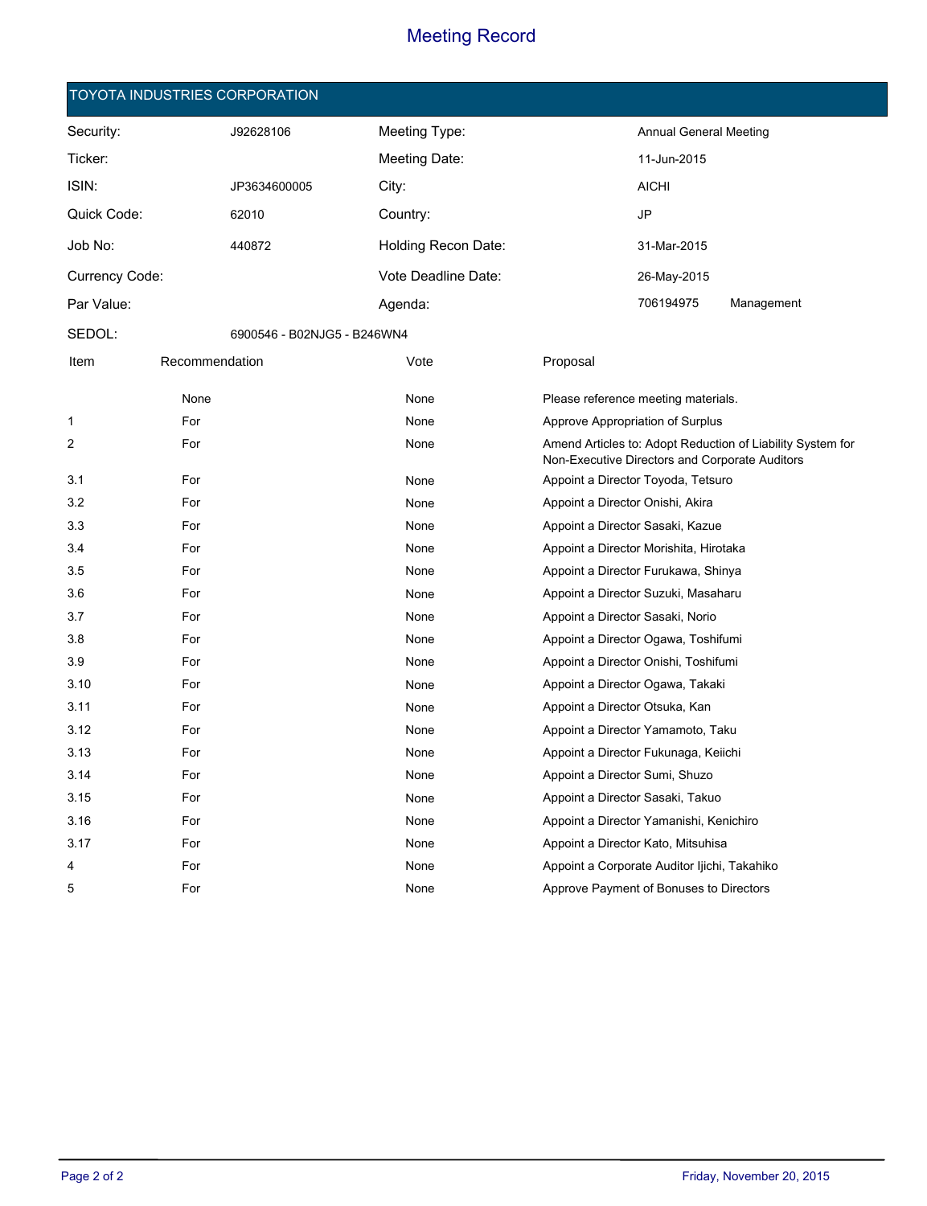# Meeting Record

## TOYOTA INDUSTRIES CORPORATION

| | | | | |
|---|---|---|---|---|
| Security: | J92628106 | Meeting Type: | Annual General Meeting | |
| Ticker: | | Meeting Date: | 11-Jun-2015 | |
| ISIN: | JP3634600005 | City: | AICHI | |
| Quick Code: | 62010 | Country: | JP | |
| Job No: | 440872 | Holding Recon Date: | 31-Mar-2015 | |
| Currency Code: | | Vote Deadline Date: | 26-May-2015 | |
| Par Value: | | Agenda: | 706194975 | Management |
| SEDOL: | 6900546 - B02NJG5 - B246WN4 | | | |

| Item | Recommendation | Vote | Proposal |
|---|---|---|---|
| | None | None | Please reference meeting materials. |
| 1 | For | None | Approve Appropriation of Surplus |
| 2 | For | None | Amend Articles to: Adopt Reduction of Liability System for Non-Executive Directors and Corporate Auditors |
| 3.1 | For | None | Appoint a Director Toyoda, Tetsuro |
| 3.2 | For | None | Appoint a Director Onishi, Akira |
| 3.3 | For | None | Appoint a Director Sasaki, Kazue |
| 3.4 | For | None | Appoint a Director Morishita, Hirotaka |
| 3.5 | For | None | Appoint a Director Furukawa, Shinya |
| 3.6 | For | None | Appoint a Director Suzuki, Masaharu |
| 3.7 | For | None | Appoint a Director Sasaki, Norio |
| 3.8 | For | None | Appoint a Director Ogawa, Toshifumi |
| 3.9 | For | None | Appoint a Director Onishi, Toshifumi |
| 3.10 | For | None | Appoint a Director Ogawa, Takaki |
| 3.11 | For | None | Appoint a Director Otsuka, Kan |
| 3.12 | For | None | Appoint a Director Yamamoto, Taku |
| 3.13 | For | None | Appoint a Director Fukunaga, Keiichi |
| 3.14 | For | None | Appoint a Director Sumi, Shuzo |
| 3.15 | For | None | Appoint a Director Sasaki, Takuo |
| 3.16 | For | None | Appoint a Director Yamanishi, Kenichiro |
| 3.17 | For | None | Appoint a Director Kato, Mitsuhisa |
| 4 | For | None | Appoint a Corporate Auditor Ijichi, Takahiko |
| 5 | For | None | Approve Payment of Bonuses to Directors |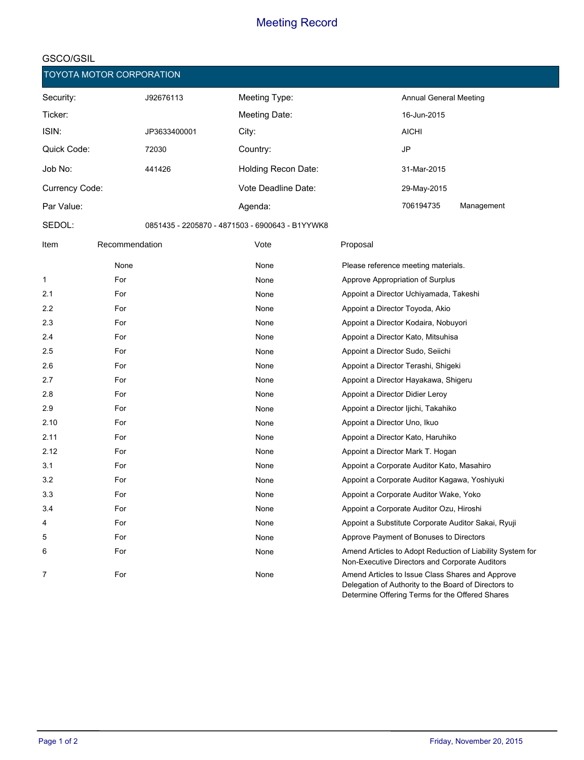# Meeting Record

GSCO/GSIL

## TOYOTA MOTOR CORPORATION

| | | | |
|---|---|---|---|
| Security: | J92676113 | Meeting Type: | Annual General Meeting |
| Ticker: | | Meeting Date: | 16-Jun-2015 |
| ISIN: | JP3633400001 | City: | AICHI |
| Quick Code: | 72030 | Country: | JP |
| Job No: | 441426 | Holding Recon Date: | 31-Mar-2015 |
| Currency Code: | | Vote Deadline Date: | 29-May-2015 |
| Par Value: | | Agenda: | 706194735 Management |
| SEDOL: | 0851435 - 2205870 - 4871503 - 6900643 - B1YYWK8 | | |

| Item | Recommendation | Vote | Proposal |
|---|---|---|---|
| | None | None | Please reference meeting materials. |
| 1 | For | None | Approve Appropriation of Surplus |
| 2.1 | For | None | Appoint a Director Uchiyamada, Takeshi |
| 2.2 | For | None | Appoint a Director Toyoda, Akio |
| 2.3 | For | None | Appoint a Director Kodaira, Nobuyori |
| 2.4 | For | None | Appoint a Director Kato, Mitsuhisa |
| 2.5 | For | None | Appoint a Director Sudo, Seiichi |
| 2.6 | For | None | Appoint a Director Terashi, Shigeki |
| 2.7 | For | None | Appoint a Director Hayakawa, Shigeru |
| 2.8 | For | None | Appoint a Director Didier Leroy |
| 2.9 | For | None | Appoint a Director Ijichi, Takahiko |
| 2.10 | For | None | Appoint a Director Uno, Ikuo |
| 2.11 | For | None | Appoint a Director Kato, Haruhiko |
| 2.12 | For | None | Appoint a Director Mark T. Hogan |
| 3.1 | For | None | Appoint a Corporate Auditor Kato, Masahiro |
| 3.2 | For | None | Appoint a Corporate Auditor Kagawa, Yoshiyuki |
| 3.3 | For | None | Appoint a Corporate Auditor Wake, Yoko |
| 3.4 | For | None | Appoint a Corporate Auditor Ozu, Hiroshi |
| 4 | For | None | Appoint a Substitute Corporate Auditor Sakai, Ryuji |
| 5 | For | None | Approve Payment of Bonuses to Directors |
| 6 | For | None | Amend Articles to Adopt Reduction of Liability System for Non-Executive Directors and Corporate Auditors |
| 7 | For | None | Amend Articles to Issue Class Shares and Approve Delegation of Authority to the Board of Directors to Determine Offering Terms for the Offered Shares |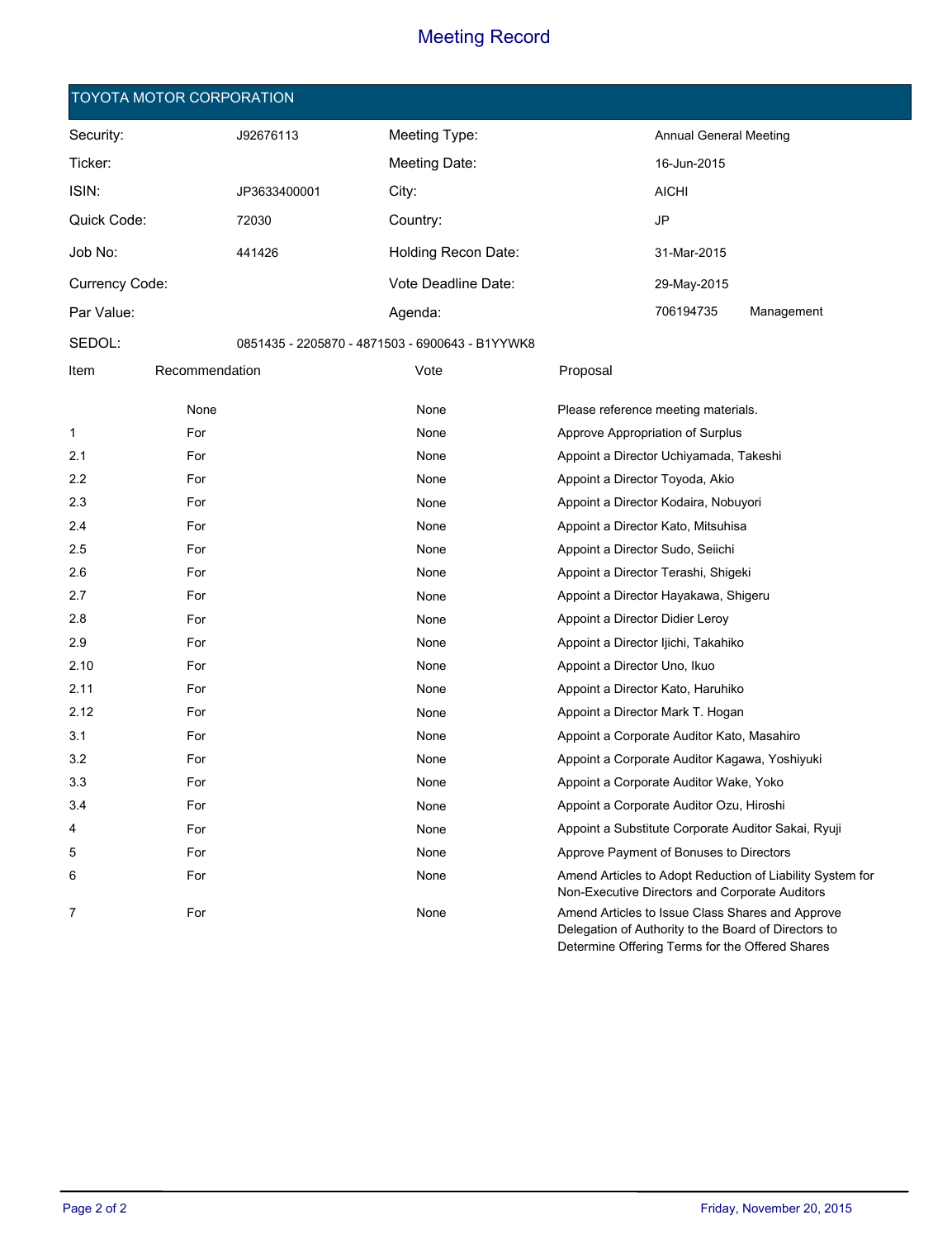# Meeting Record

## TOYOTA MOTOR CORPORATION

| | | | |
|---|---|---|---|
| Security: | J92676113 | Meeting Type: | Annual General Meeting |
| Ticker: | | Meeting Date: | 16-Jun-2015 |
| ISIN: | JP3633400001 | City: | AICHI |
| Quick Code: | 72030 | Country: | JP |
| Job No: | 441426 | Holding Recon Date: | 31-Mar-2015 |
| Currency Code: | | Vote Deadline Date: | 29-May-2015 |
| Par Value: | | Agenda: | 706194735 Management |
| SEDOL: | 0851435 - 2205870 - 4871503 - 6900643 - B1YYWK8 | | |

| Item | Recommendation | Vote | Proposal |
|---|---|---|---|
| | None | None | Please reference meeting materials. |
| 1 | For | None | Approve Appropriation of Surplus |
| 2.1 | For | None | Appoint a Director Uchiyamada, Takeshi |
| 2.2 | For | None | Appoint a Director Toyoda, Akio |
| 2.3 | For | None | Appoint a Director Kodaira, Nobuyori |
| 2.4 | For | None | Appoint a Director Kato, Mitsuhisa |
| 2.5 | For | None | Appoint a Director Sudo, Seiichi |
| 2.6 | For | None | Appoint a Director Terashi, Shigeki |
| 2.7 | For | None | Appoint a Director Hayakawa, Shigeru |
| 2.8 | For | None | Appoint a Director Didier Leroy |
| 2.9 | For | None | Appoint a Director Ijichi, Takahiko |
| 2.10 | For | None | Appoint a Director Uno, Ikuo |
| 2.11 | For | None | Appoint a Director Kato, Haruhiko |
| 2.12 | For | None | Appoint a Director Mark T. Hogan |
| 3.1 | For | None | Appoint a Corporate Auditor Kato, Masahiro |
| 3.2 | For | None | Appoint a Corporate Auditor Kagawa, Yoshiyuki |
| 3.3 | For | None | Appoint a Corporate Auditor Wake, Yoko |
| 3.4 | For | None | Appoint a Corporate Auditor Ozu, Hiroshi |
| 4 | For | None | Appoint a Substitute Corporate Auditor Sakai, Ryuji |
| 5 | For | None | Approve Payment of Bonuses to Directors |
| 6 | For | None | Amend Articles to Adopt Reduction of Liability System for Non-Executive Directors and Corporate Auditors |
| 7 | For | None | Amend Articles to Issue Class Shares and Approve Delegation of Authority to the Board of Directors to Determine Offering Terms for the Offered Shares |

Friday, November 20, 2015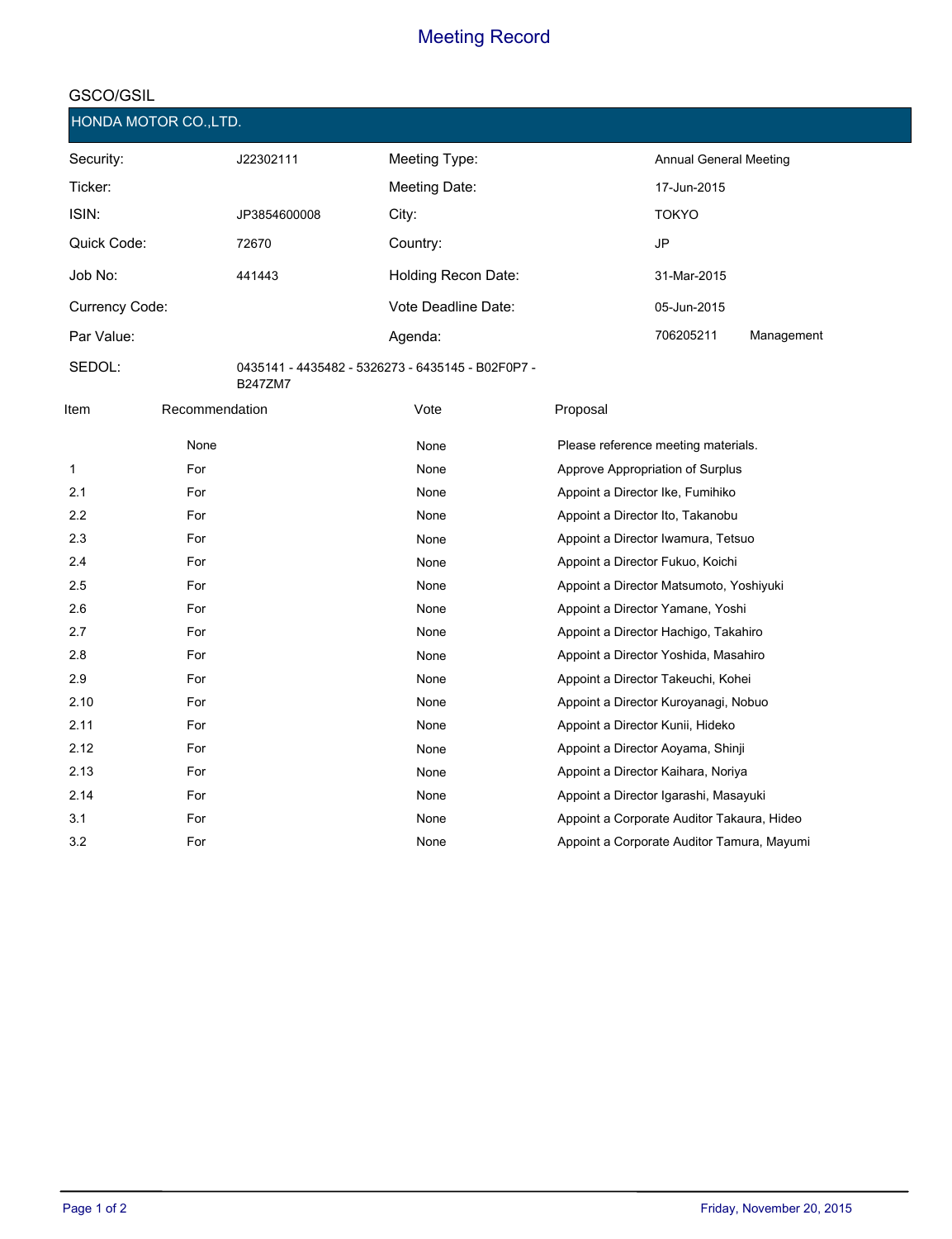# Meeting Record

GSCO/GSIL

## HONDA MOTOR CO.,LTD.

| | | | |
|---|---|---|---|
| Security: | J22302111 | Meeting Type: | Annual General Meeting |
| Ticker: | | Meeting Date: | 17-Jun-2015 |
| ISIN: | JP3854600008 | City: | TOKYO |
| Quick Code: | 72670 | Country: | JP |
| Job No: | 441443 | Holding Recon Date: | 31-Mar-2015 |
| Currency Code: | | Vote Deadline Date: | 05-Jun-2015 |
| Par Value: | | Agenda: | 706205211 Management |
| SEDOL: | 0435141 - 4435482 - 5326273 - 6435145 - B02F0P7 - B247ZM7 | | |

| Item | Recommendation | Vote | Proposal |
|---|---|---|---|
| | None | None | Please reference meeting materials. |
| 1 | For | None | Approve Appropriation of Surplus |
| 2.1 | For | None | Appoint a Director Ike, Fumihiko |
| 2.2 | For | None | Appoint a Director Ito, Takanobu |
| 2.3 | For | None | Appoint a Director Iwamura, Tetsuo |
| 2.4 | For | None | Appoint a Director Fukuo, Koichi |
| 2.5 | For | None | Appoint a Director Matsumoto, Yoshiyuki |
| 2.6 | For | None | Appoint a Director Yamane, Yoshi |
| 2.7 | For | None | Appoint a Director Hachigo, Takahiro |
| 2.8 | For | None | Appoint a Director Yoshida, Masahiro |
| 2.9 | For | None | Appoint a Director Takeuchi, Kohei |
| 2.10 | For | None | Appoint a Director Kuroyanagi, Nobuo |
| 2.11 | For | None | Appoint a Director Kunii, Hideko |
| 2.12 | For | None | Appoint a Director Aoyama, Shinji |
| 2.13 | For | None | Appoint a Director Kaihara, Noriya |
| 2.14 | For | None | Appoint a Director Igarashi, Masayuki |
| 3.1 | For | None | Appoint a Corporate Auditor Takaura, Hideo |
| 3.2 | For | None | Appoint a Corporate Auditor Tamura, Mayumi |

Friday, November 20, 2015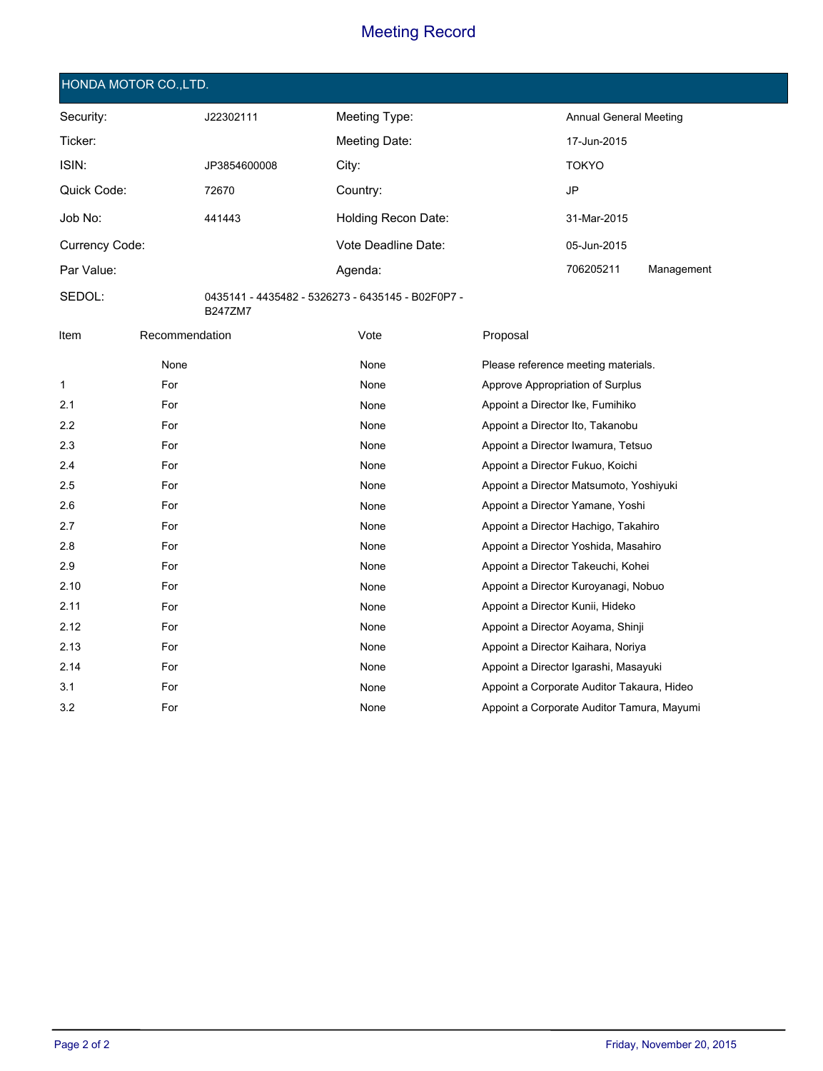# Meeting Record

## HONDA MOTOR CO.,LTD.

| | | | |
|---|---|---|---|
| Security: | J22302111 | Meeting Type: | Annual General Meeting |
| Ticker: | | Meeting Date: | 17-Jun-2015 |
| ISIN: | JP3854600008 | City: | TOKYO |
| Quick Code: | 72670 | Country: | JP |
| Job No: | 441443 | Holding Recon Date: | 31-Mar-2015 |
| Currency Code: | | Vote Deadline Date: | 05-Jun-2015 |
| Par Value: | | Agenda: | 706205211 Management |
| SEDOL: | 0435141 - 4435482 - 5326273 - 6435145 - B02F0P7 - B247ZM7 | | |

| Item | Recommendation | Vote | Proposal |
|---|---|---|---|
| | None | None | Please reference meeting materials. |
| 1 | For | None | Approve Appropriation of Surplus |
| 2.1 | For | None | Appoint a Director Ike, Fumihiko |
| 2.2 | For | None | Appoint a Director Ito, Takanobu |
| 2.3 | For | None | Appoint a Director Iwamura, Tetsuo |
| 2.4 | For | None | Appoint a Director Fukuo, Koichi |
| 2.5 | For | None | Appoint a Director Matsumoto, Yoshiyuki |
| 2.6 | For | None | Appoint a Director Yamane, Yoshi |
| 2.7 | For | None | Appoint a Director Hachigo, Takahiro |
| 2.8 | For | None | Appoint a Director Yoshida, Masahiro |
| 2.9 | For | None | Appoint a Director Takeuchi, Kohei |
| 2.10 | For | None | Appoint a Director Kuroyanagi, Nobuo |
| 2.11 | For | None | Appoint a Director Kunii, Hideko |
| 2.12 | For | None | Appoint a Director Aoyama, Shinji |
| 2.13 | For | None | Appoint a Director Kaihara, Noriya |
| 2.14 | For | None | Appoint a Director Igarashi, Masayuki |
| 3.1 | For | None | Appoint a Corporate Auditor Takaura, Hideo |
| 3.2 | For | None | Appoint a Corporate Auditor Tamura, Mayumi |

Friday, November 20, 2015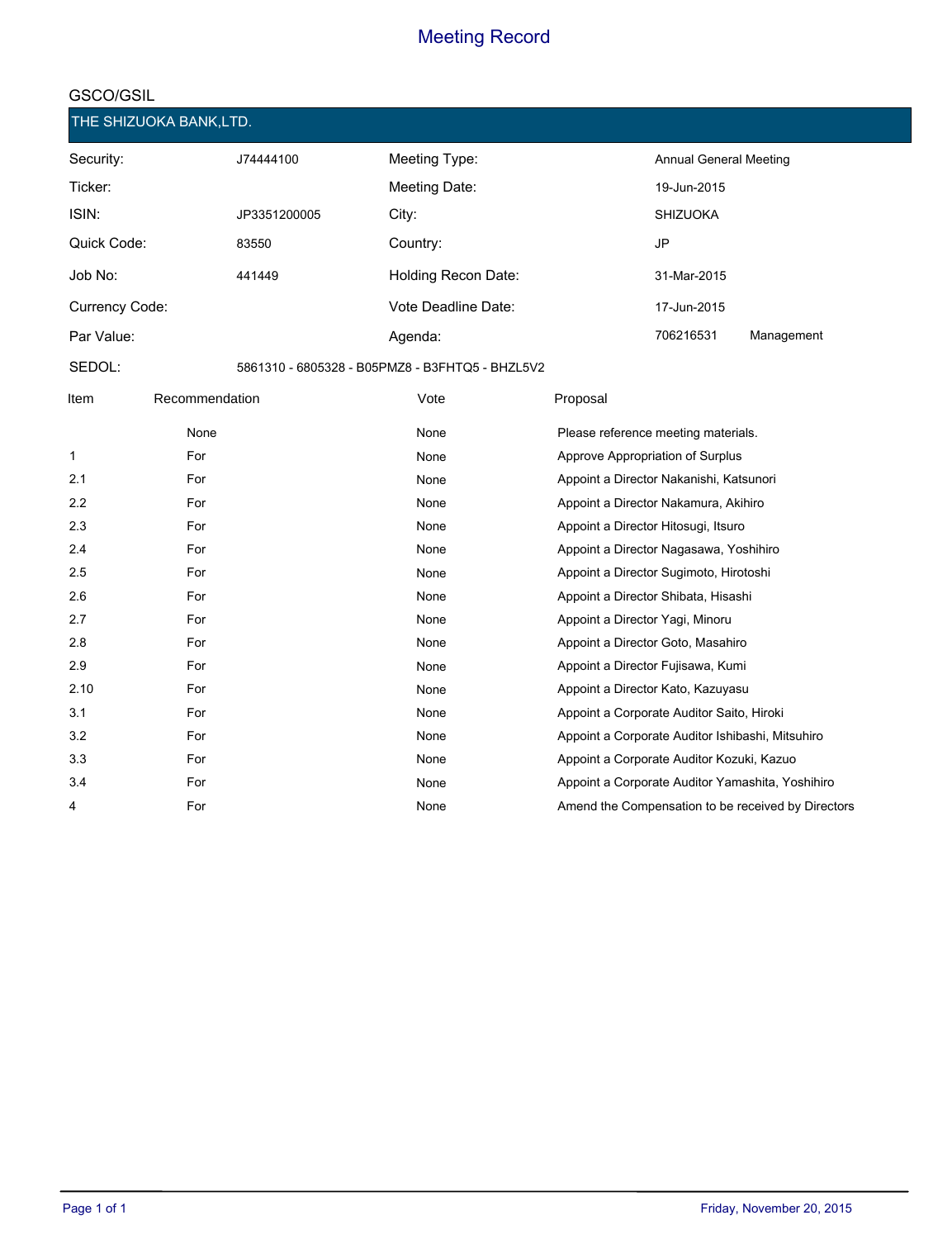# Meeting Record

## GSCO/GSIL

### THE SHIZUOKA BANK,LTD.

| | | | | |
|---|---|---|---|---|
| Security: | J74444100 | Meeting Type: | Annual General Meeting | |
| Ticker: | | Meeting Date: | 19-Jun-2015 | |
| ISIN: | JP3351200005 | City: | SHIZUOKA | |
| Quick Code: | 83550 | Country: | JP | |
| Job No: | 441449 | Holding Recon Date: | 31-Mar-2015 | |
| Currency Code: | | Vote Deadline Date: | 17-Jun-2015 | |
| Par Value: | | Agenda: | 706216531 | Management |
| SEDOL: | 5861310 - 6805328 - B05PMZ8 - B3FHTQ5 - BHZL5V2 | | | |

| Item | Recommendation | Vote | Proposal |
|---|---|---|---|
| | None | None | Please reference meeting materials. |
| 1 | For | None | Approve Appropriation of Surplus |
| 2.1 | For | None | Appoint a Director Nakanishi, Katsunori |
| 2.2 | For | None | Appoint a Director Nakamura, Akihiro |
| 2.3 | For | None | Appoint a Director Hitosugi, Itsuro |
| 2.4 | For | None | Appoint a Director Nagasawa, Yoshihiro |
| 2.5 | For | None | Appoint a Director Sugimoto, Hirotoshi |
| 2.6 | For | None | Appoint a Director Shibata, Hisashi |
| 2.7 | For | None | Appoint a Director Yagi, Minoru |
| 2.8 | For | None | Appoint a Director Goto, Masahiro |
| 2.9 | For | None | Appoint a Director Fujisawa, Kumi |
| 2.10 | For | None | Appoint a Director Kato, Kazuyasu |
| 3.1 | For | None | Appoint a Corporate Auditor Saito, Hiroki |
| 3.2 | For | None | Appoint a Corporate Auditor Ishibashi, Mitsuhiro |
| 3.3 | For | None | Appoint a Corporate Auditor Kozuki, Kazuo |
| 3.4 | For | None | Appoint a Corporate Auditor Yamashita, Yoshihiro |
| 4 | For | None | Amend the Compensation to be received by Directors |

Friday, November 20, 2015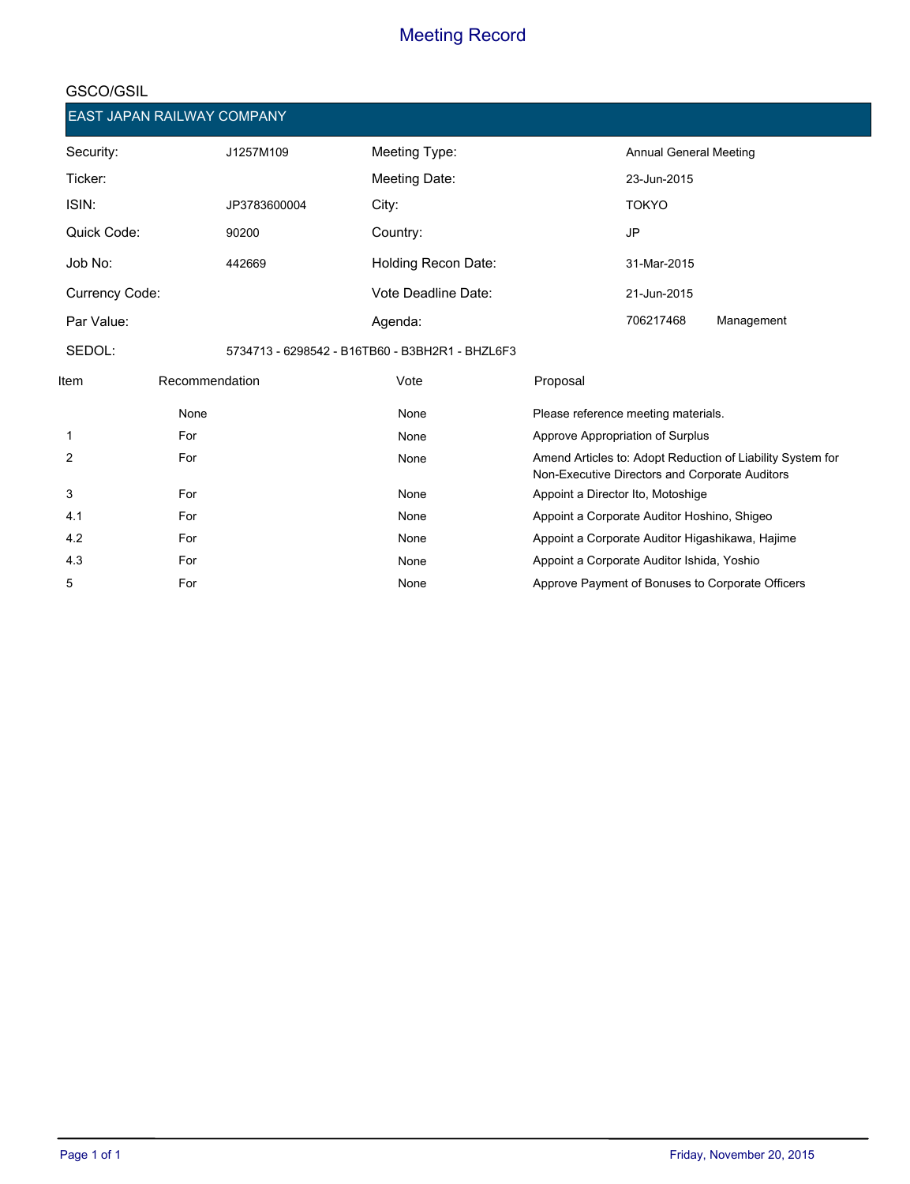# Meeting Record

GSCO/GSIL

## EAST JAPAN RAILWAY COMPANY

| | | | | |
|---|---|---|---|---|
| Security: | J1257M109 | Meeting Type: | Annual General Meeting | |
| Ticker: | | Meeting Date: | 23-Jun-2015 | |
| ISIN: | JP3783600004 | City: | TOKYO | |
| Quick Code: | 90200 | Country: | JP | |
| Job No: | 442669 | Holding Recon Date: | 31-Mar-2015 | |
| Currency Code: | | Vote Deadline Date: | 21-Jun-2015 | |
| Par Value: | | Agenda: | 706217468 | Management |
| SEDOL: | 5734713 - 6298542 - B16TB60 - B3BH2R1 - BHZL6F3 | | | |

| Item | Recommendation | Vote | Proposal |
|---|---|---|---|
| | None | None | Please reference meeting materials. |
| 1 | For | None | Approve Appropriation of Surplus |
| 2 | For | None | Amend Articles to: Adopt Reduction of Liability System for Non-Executive Directors and Corporate Auditors |
| 3 | For | None | Appoint a Director Ito, Motoshige |
| 4.1 | For | None | Appoint a Corporate Auditor Hoshino, Shigeo |
| 4.2 | For | None | Appoint a Corporate Auditor Higashikawa, Hajime |
| 4.3 | For | None | Appoint a Corporate Auditor Ishida, Yoshio |
| 5 | For | None | Approve Payment of Bonuses to Corporate Officers |

Friday, November 20, 2015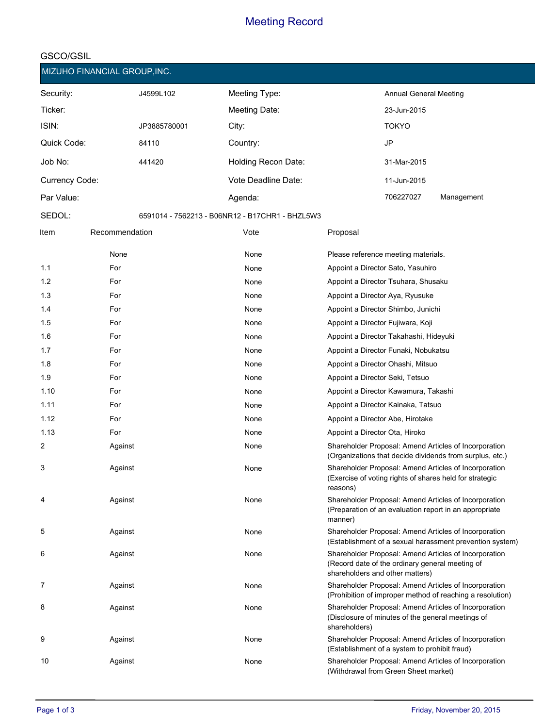# Meeting Record

GSCO/GSIL

## MIZUHO FINANCIAL GROUP,INC.

| | | | |
|---|---|---|---|
| Security: | J4599L102 | Meeting Type: | Annual General Meeting |
| Ticker: | | Meeting Date: | 23-Jun-2015 |
| ISIN: | JP3885780001 | City: | TOKYO |
| Quick Code: | 84110 | Country: | JP |
| Job No: | 441420 | Holding Recon Date: | 31-Mar-2015 |
| Currency Code: | | Vote Deadline Date: | 11-Jun-2015 |
| Par Value: | | Agenda: | 706227027 Management |
| SEDOL: | 6591014 - 7562213 - B06NR12 - B17CHR1 - BHZL5W3 | | |

| Item | Recommendation | Vote | Proposal |
|---|---|---|---|
| | None | None | Please reference meeting materials. |
| 1.1 | For | None | Appoint a Director Sato, Yasuhiro |
| 1.2 | For | None | Appoint a Director Tsuhara, Shusaku |
| 1.3 | For | None | Appoint a Director Aya, Ryusuke |
| 1.4 | For | None | Appoint a Director Shimbo, Junichi |
| 1.5 | For | None | Appoint a Director Fujiwara, Koji |
| 1.6 | For | None | Appoint a Director Takahashi, Hideyuki |
| 1.7 | For | None | Appoint a Director Funaki, Nobukatsu |
| 1.8 | For | None | Appoint a Director Ohashi, Mitsuo |
| 1.9 | For | None | Appoint a Director Seki, Tetsuo |
| 1.10 | For | None | Appoint a Director Kawamura, Takashi |
| 1.11 | For | None | Appoint a Director Kainaka, Tatsuo |
| 1.12 | For | None | Appoint a Director Abe, Hirotake |
| 1.13 | For | None | Appoint a Director Ota, Hiroko |
| 2 | Against | None | Shareholder Proposal: Amend Articles of Incorporation (Organizations that decide dividends from surplus, etc.) |
| 3 | Against | None | Shareholder Proposal: Amend Articles of Incorporation (Exercise of voting rights of shares held for strategic reasons) |
| 4 | Against | None | Shareholder Proposal: Amend Articles of Incorporation (Preparation of an evaluation report in an appropriate manner) |
| 5 | Against | None | Shareholder Proposal: Amend Articles of Incorporation (Establishment of a sexual harassment prevention system) |
| 6 | Against | None | Shareholder Proposal: Amend Articles of Incorporation (Record date of the ordinary general meeting of shareholders and other matters) |
| 7 | Against | None | Shareholder Proposal: Amend Articles of Incorporation (Prohibition of improper method of reaching a resolution) |
| 8 | Against | None | Shareholder Proposal: Amend Articles of Incorporation (Disclosure of minutes of the general meetings of shareholders) |
| 9 | Against | None | Shareholder Proposal: Amend Articles of Incorporation (Establishment of a system to prohibit fraud) |
| 10 | Against | None | Shareholder Proposal: Amend Articles of Incorporation (Withdrawal from Green Sheet market) |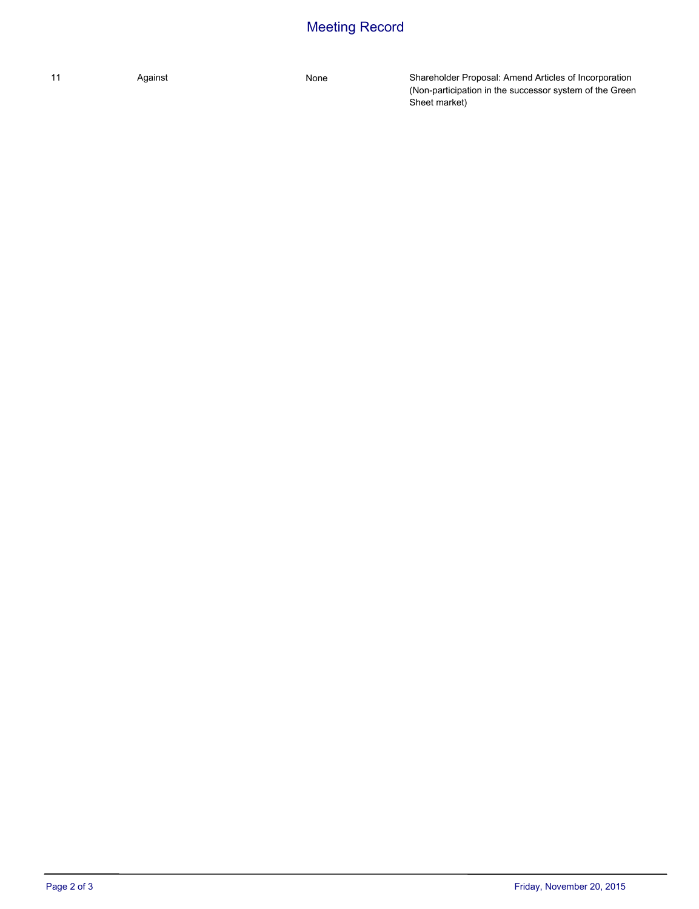# Meeting Record

| | | | |
|---|---|---|---|
| 11 | Against | None | Shareholder Proposal: Amend Articles of Incorporation (Non-participation in the successor system of the Green Sheet market) |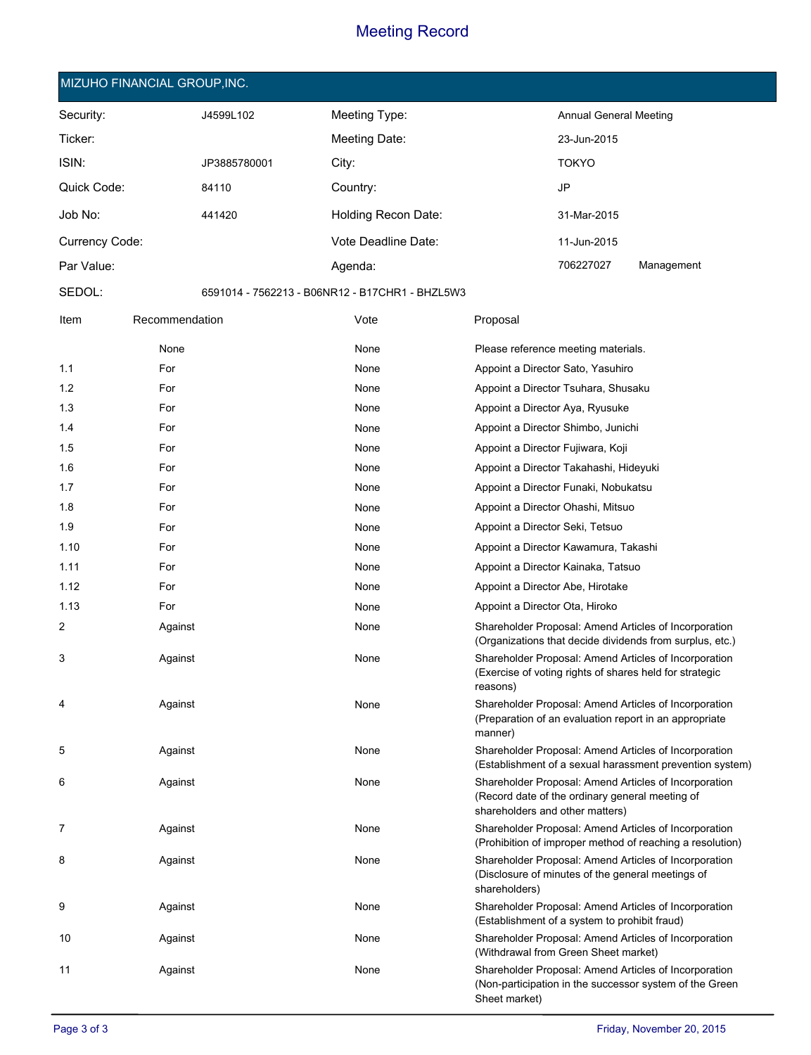# Meeting Record

## MIZUHO FINANCIAL GROUP,INC.

| | | | |
|---|---|---|---|
| Security: | J4599L102 | Meeting Type: | Annual General Meeting |
| Ticker: | | Meeting Date: | 23-Jun-2015 |
| ISIN: | JP3885780001 | City: | TOKYO |
| Quick Code: | 84110 | Country: | JP |
| Job No: | 441420 | Holding Recon Date: | 31-Mar-2015 |
| Currency Code: | | Vote Deadline Date: | 11-Jun-2015 |
| Par Value: | | Agenda: | 706227027 Management |
| SEDOL: | 6591014 - 7562213 - B06NR12 - B17CHR1 - BHZL5W3 | | |

| Item | Recommendation | Vote | Proposal |
|---|---|---|---|
| | None | None | Please reference meeting materials. |
| 1.1 | For | None | Appoint a Director Sato, Yasuhiro |
| 1.2 | For | None | Appoint a Director Tsuhara, Shusaku |
| 1.3 | For | None | Appoint a Director Aya, Ryusuke |
| 1.4 | For | None | Appoint a Director Shimbo, Junichi |
| 1.5 | For | None | Appoint a Director Fujiwara, Koji |
| 1.6 | For | None | Appoint a Director Takahashi, Hideyuki |
| 1.7 | For | None | Appoint a Director Funaki, Nobukatsu |
| 1.8 | For | None | Appoint a Director Ohashi, Mitsuo |
| 1.9 | For | None | Appoint a Director Seki, Tetsuo |
| 1.10 | For | None | Appoint a Director Kawamura, Takashi |
| 1.11 | For | None | Appoint a Director Kainaka, Tatsuo |
| 1.12 | For | None | Appoint a Director Abe, Hirotake |
| 1.13 | For | None | Appoint a Director Ota, Hiroko |
| 2 | Against | None | Shareholder Proposal: Amend Articles of Incorporation (Organizations that decide dividends from surplus, etc.) |
| 3 | Against | None | Shareholder Proposal: Amend Articles of Incorporation (Exercise of voting rights of shares held for strategic reasons) |
| 4 | Against | None | Shareholder Proposal: Amend Articles of Incorporation (Preparation of an evaluation report in an appropriate manner) |
| 5 | Against | None | Shareholder Proposal: Amend Articles of Incorporation (Establishment of a sexual harassment prevention system) |
| 6 | Against | None | Shareholder Proposal: Amend Articles of Incorporation (Record date of the ordinary general meeting of shareholders and other matters) |
| 7 | Against | None | Shareholder Proposal: Amend Articles of Incorporation (Prohibition of improper method of reaching a resolution) |
| 8 | Against | None | Shareholder Proposal: Amend Articles of Incorporation (Disclosure of minutes of the general meetings of shareholders) |
| 9 | Against | None | Shareholder Proposal: Amend Articles of Incorporation (Establishment of a system to prohibit fraud) |
| 10 | Against | None | Shareholder Proposal: Amend Articles of Incorporation (Withdrawal from Green Sheet market) |
| 11 | Against | None | Shareholder Proposal: Amend Articles of Incorporation (Non-participation in the successor system of the Green Sheet market) |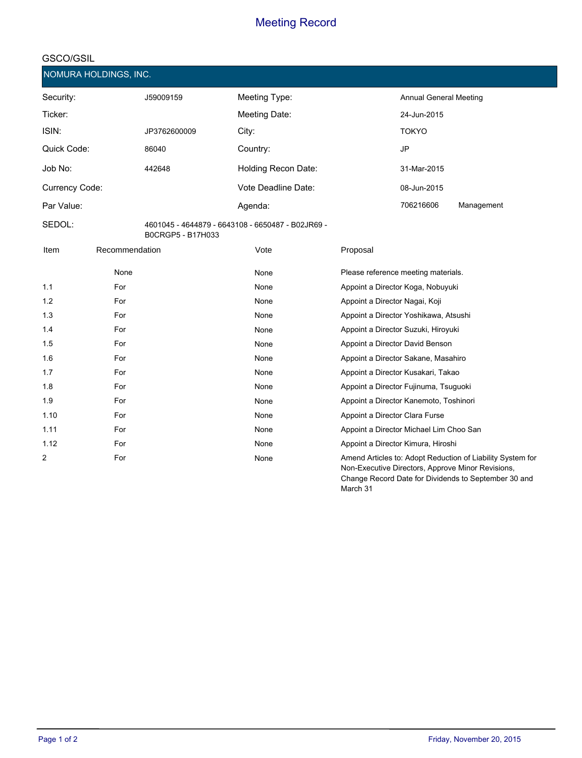# Meeting Record

GSCO/GSIL

## NOMURA HOLDINGS, INC.

| | | | |
|---|---|---|---|
| Security: | J59009159 | Meeting Type: | Annual General Meeting |
| Ticker: | | Meeting Date: | 24-Jun-2015 |
| ISIN: | JP3762600009 | City: | TOKYO |
| Quick Code: | 86040 | Country: | JP |
| Job No: | 442648 | Holding Recon Date: | 31-Mar-2015 |
| Currency Code: | | Vote Deadline Date: | 08-Jun-2015 |
| Par Value: | | Agenda: | 706216606 Management |
| SEDOL: | 4601045 - 4644879 - 6643108 - 6650487 - B02JR69 - B0CRGP5 - B17H033 | | |

| Item | Recommendation | Vote | Proposal |
|---|---|---|---|
| | None | None | Please reference meeting materials. |
| 1.1 | For | None | Appoint a Director Koga, Nobuyuki |
| 1.2 | For | None | Appoint a Director Nagai, Koji |
| 1.3 | For | None | Appoint a Director Yoshikawa, Atsushi |
| 1.4 | For | None | Appoint a Director Suzuki, Hiroyuki |
| 1.5 | For | None | Appoint a Director David Benson |
| 1.6 | For | None | Appoint a Director Sakane, Masahiro |
| 1.7 | For | None | Appoint a Director Kusakari, Takao |
| 1.8 | For | None | Appoint a Director Fujinuma, Tsuguoki |
| 1.9 | For | None | Appoint a Director Kanemoto, Toshinori |
| 1.10 | For | None | Appoint a Director Clara Furse |
| 1.11 | For | None | Appoint a Director Michael Lim Choo San |
| 1.12 | For | None | Appoint a Director Kimura, Hiroshi |
| 2 | For | None | Amend Articles to: Adopt Reduction of Liability System for Non-Executive Directors, Approve Minor Revisions, Change Record Date for Dividends to September 30 and March 31 |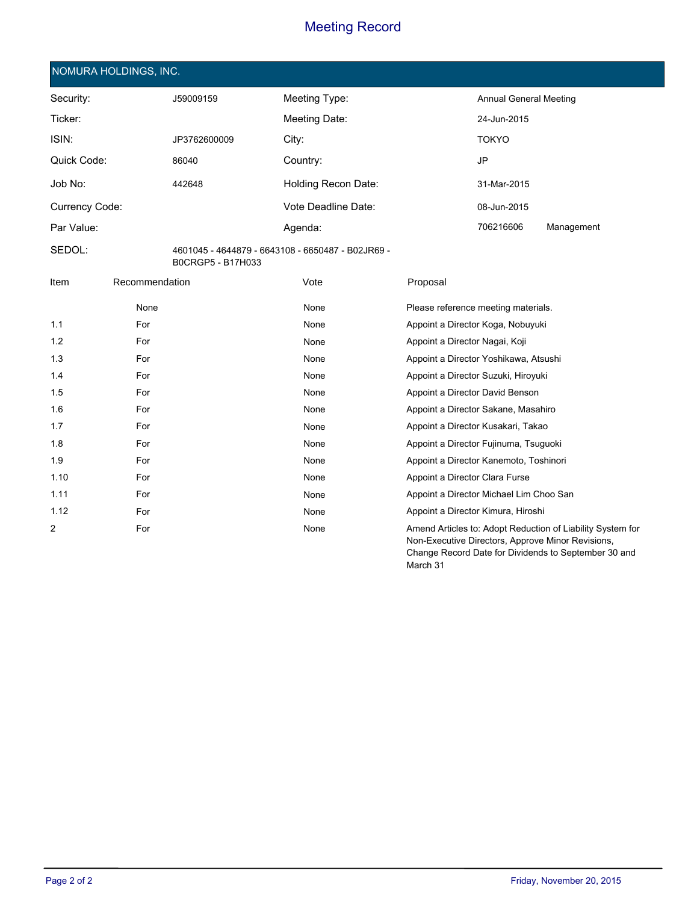# Meeting Record

## NOMURA HOLDINGS, INC.

| | | | |
|---|---|---|---|
| Security: | J59009159 | Meeting Type: | Annual General Meeting |
| Ticker: | | Meeting Date: | 24-Jun-2015 |
| ISIN: | JP3762600009 | City: | TOKYO |
| Quick Code: | 86040 | Country: | JP |
| Job No: | 442648 | Holding Recon Date: | 31-Mar-2015 |
| Currency Code: | | Vote Deadline Date: | 08-Jun-2015 |
| Par Value: | | Agenda: | 706216606 Management |
| SEDOL: | 4601045 - 4644879 - 6643108 - 6650487 - B02JR69 - B0CRGP5 - B17H033 | | |

| Item | Recommendation | Vote | Proposal |
|---|---|---|---|
| | None | None | Please reference meeting materials. |
| 1.1 | For | None | Appoint a Director Koga, Nobuyuki |
| 1.2 | For | None | Appoint a Director Nagai, Koji |
| 1.3 | For | None | Appoint a Director Yoshikawa, Atsushi |
| 1.4 | For | None | Appoint a Director Suzuki, Hiroyuki |
| 1.5 | For | None | Appoint a Director David Benson |
| 1.6 | For | None | Appoint a Director Sakane, Masahiro |
| 1.7 | For | None | Appoint a Director Kusakari, Takao |
| 1.8 | For | None | Appoint a Director Fujinuma, Tsuguoki |
| 1.9 | For | None | Appoint a Director Kanemoto, Toshinori |
| 1.10 | For | None | Appoint a Director Clara Furse |
| 1.11 | For | None | Appoint a Director Michael Lim Choo San |
| 1.12 | For | None | Appoint a Director Kimura, Hiroshi |
| 2 | For | None | Amend Articles to: Adopt Reduction of Liability System for Non-Executive Directors, Approve Minor Revisions, Change Record Date for Dividends to September 30 and March 31 |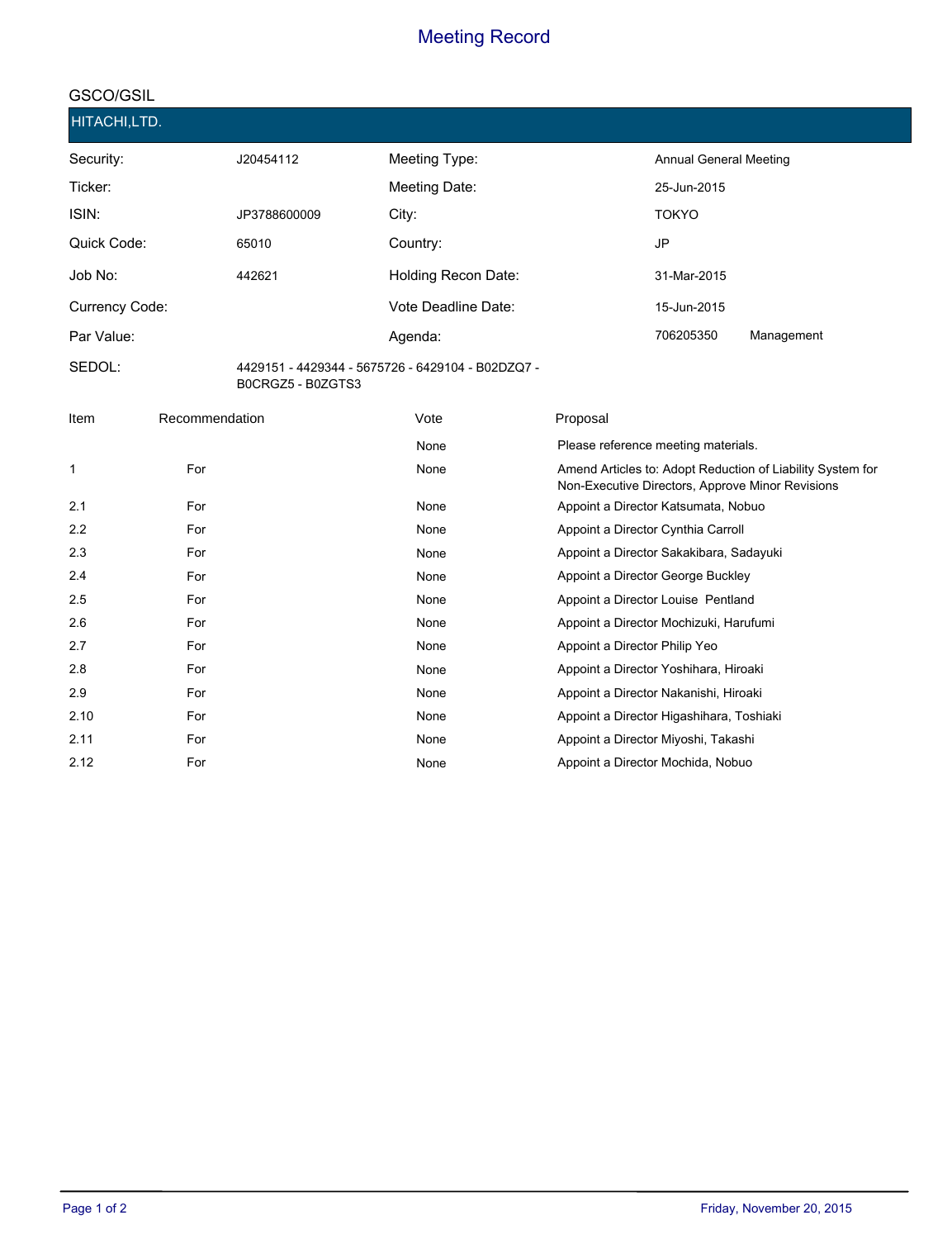# Meeting Record

## GSCO/GSIL

### HITACHI,LTD.

| | | | | |
|---|---|---|---|---|
| Security: | J20454112 | Meeting Type: | Annual General Meeting | |
| Ticker: | | Meeting Date: | 25-Jun-2015 | |
| ISIN: | JP3788600009 | City: | TOKYO | |
| Quick Code: | 65010 | Country: | JP | |
| Job No: | 442621 | Holding Recon Date: | 31-Mar-2015 | |
| Currency Code: | | Vote Deadline Date: | 15-Jun-2015 | |
| Par Value: | | Agenda: | 706205350 | Management |
| SEDOL: | 4429151 - 4429344 - 5675726 - 6429104 - B02DZQ7 - B0CRGZ5 - B0ZGTS3 | | | |

| Item | Recommendation | Vote | Proposal |
|---|---|---|---|
| | | None | Please reference meeting materials. |
| 1 | For | None | Amend Articles to: Adopt Reduction of Liability System for Non-Executive Directors, Approve Minor Revisions |
| 2.1 | For | None | Appoint a Director Katsumata, Nobuo |
| 2.2 | For | None | Appoint a Director Cynthia Carroll |
| 2.3 | For | None | Appoint a Director Sakakibara, Sadayuki |
| 2.4 | For | None | Appoint a Director George Buckley |
| 2.5 | For | None | Appoint a Director Louise Pentland |
| 2.6 | For | None | Appoint a Director Mochizuki, Harufumi |
| 2.7 | For | None | Appoint a Director Philip Yeo |
| 2.8 | For | None | Appoint a Director Yoshihara, Hiroaki |
| 2.9 | For | None | Appoint a Director Nakanishi, Hiroaki |
| 2.10 | For | None | Appoint a Director Higashihara, Toshiaki |
| 2.11 | For | None | Appoint a Director Miyoshi, Takashi |
| 2.12 | For | None | Appoint a Director Mochida, Nobuo |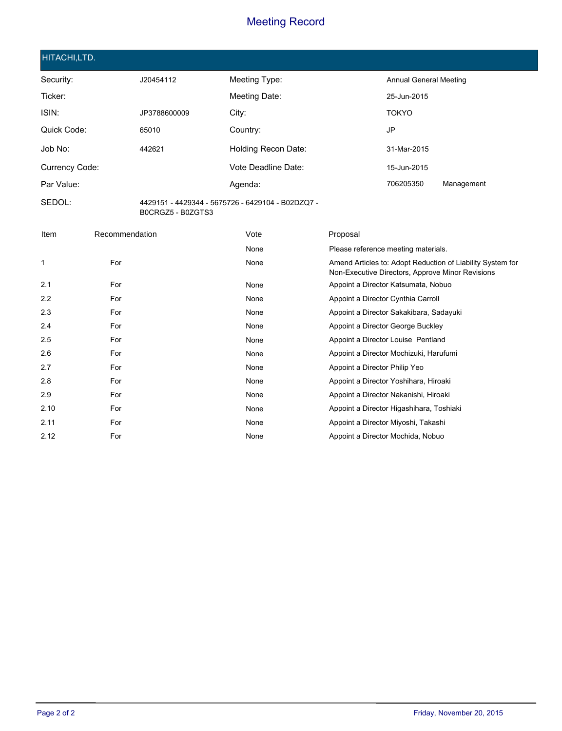# Meeting Record

## HITACHI,LTD.

| | | | |
|---|---|---|---|
| Security: | J20454112 | Meeting Type: | Annual General Meeting |
| Ticker: | | Meeting Date: | 25-Jun-2015 |
| ISIN: | JP3788600009 | City: | TOKYO |
| Quick Code: | 65010 | Country: | JP |
| Job No: | 442621 | Holding Recon Date: | 31-Mar-2015 |
| Currency Code: | | Vote Deadline Date: | 15-Jun-2015 |
| Par Value: | | Agenda: | 706205350 Management |
| SEDOL: | 4429151 - 4429344 - 5675726 - 6429104 - B02DZQ7 - B0CRGZ5 - B0ZGTS3 | | |

| Item | Recommendation | Vote | Proposal |
|---|---|---|---|
| | | None | Please reference meeting materials. |
| 1 | For | None | Amend Articles to: Adopt Reduction of Liability System for Non-Executive Directors, Approve Minor Revisions |
| 2.1 | For | None | Appoint a Director Katsumata, Nobuo |
| 2.2 | For | None | Appoint a Director Cynthia Carroll |
| 2.3 | For | None | Appoint a Director Sakakibara, Sadayuki |
| 2.4 | For | None | Appoint a Director George Buckley |
| 2.5 | For | None | Appoint a Director Louise Pentland |
| 2.6 | For | None | Appoint a Director Mochizuki, Harufumi |
| 2.7 | For | None | Appoint a Director Philip Yeo |
| 2.8 | For | None | Appoint a Director Yoshihara, Hiroaki |
| 2.9 | For | None | Appoint a Director Nakanishi, Hiroaki |
| 2.10 | For | None | Appoint a Director Higashihara, Toshiaki |
| 2.11 | For | None | Appoint a Director Miyoshi, Takashi |
| 2.12 | For | None | Appoint a Director Mochida, Nobuo |

Friday, November 20, 2015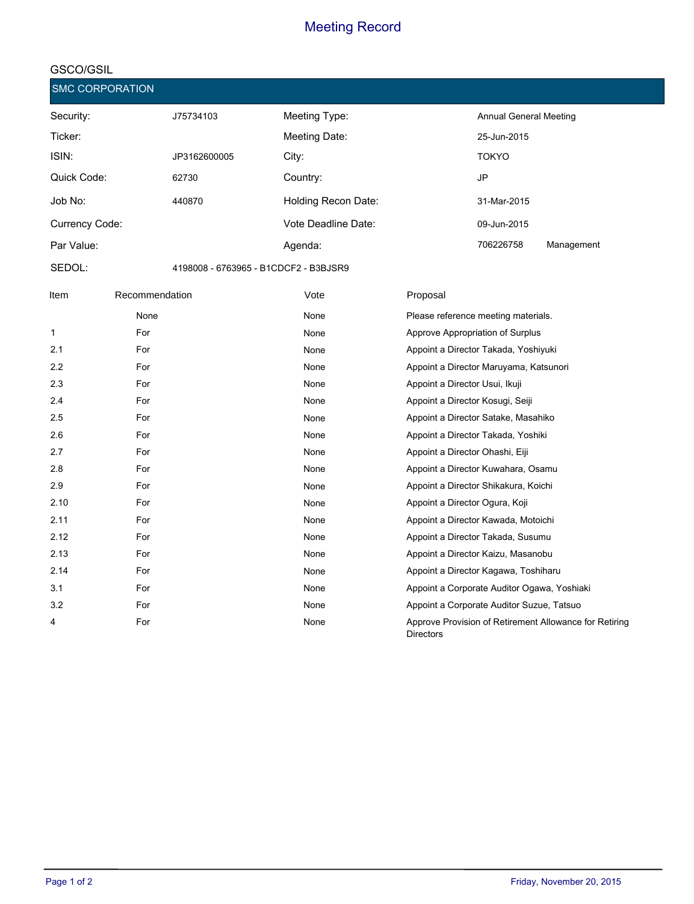# Meeting Record

GSCO/GSIL

## SMC CORPORATION

| | | | |
|---|---|---|---|
| Security: | J75734103 | Meeting Type: | Annual General Meeting |
| Ticker: | | Meeting Date: | 25-Jun-2015 |
| ISIN: | JP3162600005 | City: | TOKYO |
| Quick Code: | 62730 | Country: | JP |
| Job No: | 440870 | Holding Recon Date: | 31-Mar-2015 |
| Currency Code: | | Vote Deadline Date: | 09-Jun-2015 |
| Par Value: | | Agenda: | 706226758 Management |
| SEDOL: | 4198008 - 6763965 - B1CDCF2 - B3BJSR9 | | |

| Item | Recommendation | Vote | Proposal |
|---|---|---|---|
| | None | None | Please reference meeting materials. |
| 1 | For | None | Approve Appropriation of Surplus |
| 2.1 | For | None | Appoint a Director Takada, Yoshiyuki |
| 2.2 | For | None | Appoint a Director Maruyama, Katsunori |
| 2.3 | For | None | Appoint a Director Usui, Ikuji |
| 2.4 | For | None | Appoint a Director Kosugi, Seiji |
| 2.5 | For | None | Appoint a Director Satake, Masahiko |
| 2.6 | For | None | Appoint a Director Takada, Yoshiki |
| 2.7 | For | None | Appoint a Director Ohashi, Eiji |
| 2.8 | For | None | Appoint a Director Kuwahara, Osamu |
| 2.9 | For | None | Appoint a Director Shikakura, Koichi |
| 2.10 | For | None | Appoint a Director Ogura, Koji |
| 2.11 | For | None | Appoint a Director Kawada, Motoichi |
| 2.12 | For | None | Appoint a Director Takada, Susumu |
| 2.13 | For | None | Appoint a Director Kaizu, Masanobu |
| 2.14 | For | None | Appoint a Director Kagawa, Toshiharu |
| 3.1 | For | None | Appoint a Corporate Auditor Ogawa, Yoshiaki |
| 3.2 | For | None | Appoint a Corporate Auditor Suzue, Tatsuo |
| 4 | For | None | Approve Provision of Retirement Allowance for Retiring Directors |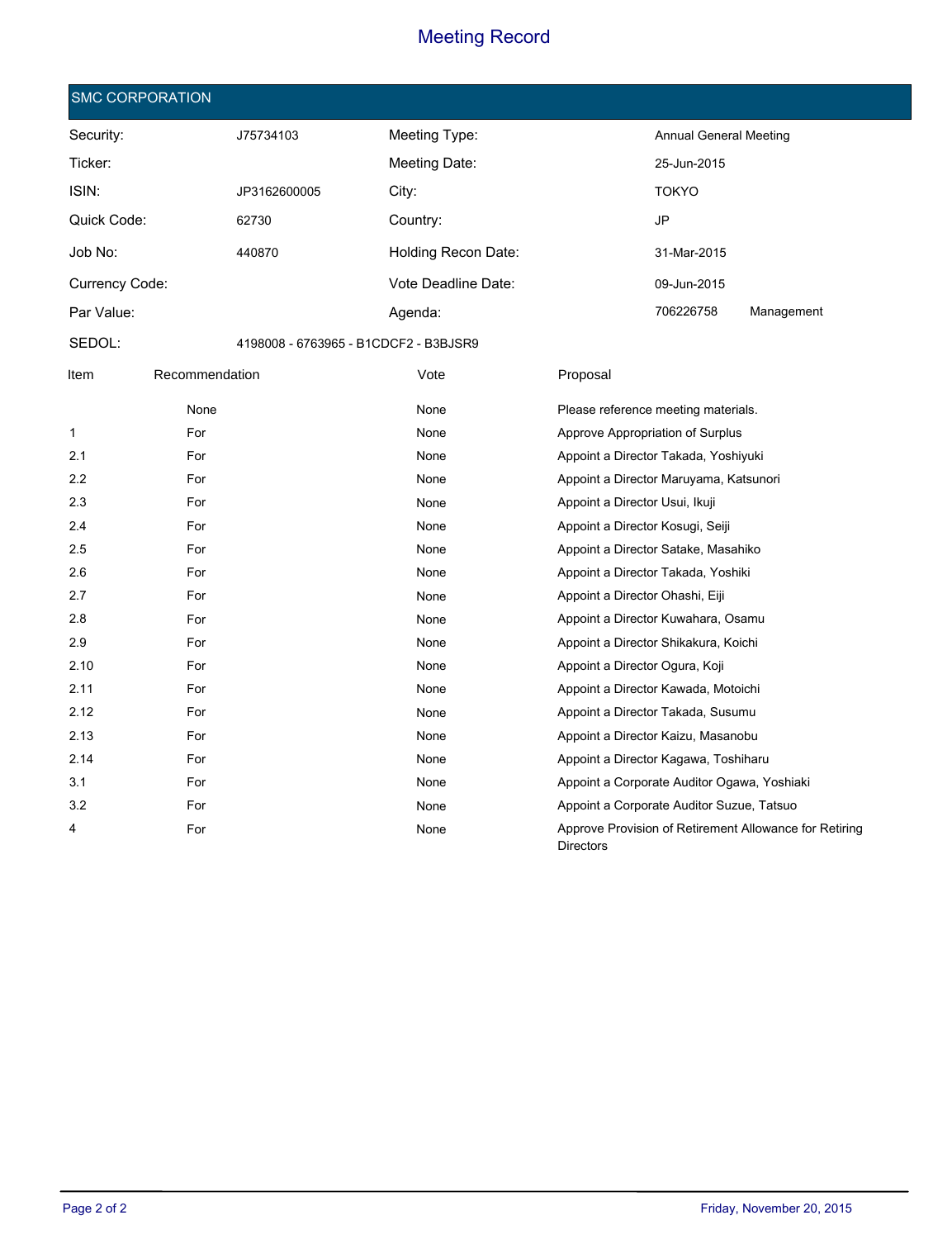# Meeting Record

## SMC CORPORATION

| | | | |
|---|---|---|---|
| Security: | J75734103 | Meeting Type: | Annual General Meeting |
| Ticker: | | Meeting Date: | 25-Jun-2015 |
| ISIN: | JP3162600005 | City: | TOKYO |
| Quick Code: | 62730 | Country: | JP |
| Job No: | 440870 | Holding Recon Date: | 31-Mar-2015 |
| Currency Code: | | Vote Deadline Date: | 09-Jun-2015 |
| Par Value: | | Agenda: | 706226758 Management |
| SEDOL: | 4198008 - 6763965 - B1CDCF2 - B3BJSR9 | | |

| Item | Recommendation | Vote | Proposal |
|---|---|---|---|
| | None | None | Please reference meeting materials. |
| 1 | For | None | Approve Appropriation of Surplus |
| 2.1 | For | None | Appoint a Director Takada, Yoshiyuki |
| 2.2 | For | None | Appoint a Director Maruyama, Katsunori |
| 2.3 | For | None | Appoint a Director Usui, Ikuji |
| 2.4 | For | None | Appoint a Director Kosugi, Seiji |
| 2.5 | For | None | Appoint a Director Satake, Masahiko |
| 2.6 | For | None | Appoint a Director Takada, Yoshiki |
| 2.7 | For | None | Appoint a Director Ohashi, Eiji |
| 2.8 | For | None | Appoint a Director Kuwahara, Osamu |
| 2.9 | For | None | Appoint a Director Shikakura, Koichi |
| 2.10 | For | None | Appoint a Director Ogura, Koji |
| 2.11 | For | None | Appoint a Director Kawada, Motoichi |
| 2.12 | For | None | Appoint a Director Takada, Susumu |
| 2.13 | For | None | Appoint a Director Kaizu, Masanobu |
| 2.14 | For | None | Appoint a Director Kagawa, Toshiharu |
| 3.1 | For | None | Appoint a Corporate Auditor Ogawa, Yoshiaki |
| 3.2 | For | None | Appoint a Corporate Auditor Suzue, Tatsuo |
| 4 | For | None | Approve Provision of Retirement Allowance for Retiring Directors |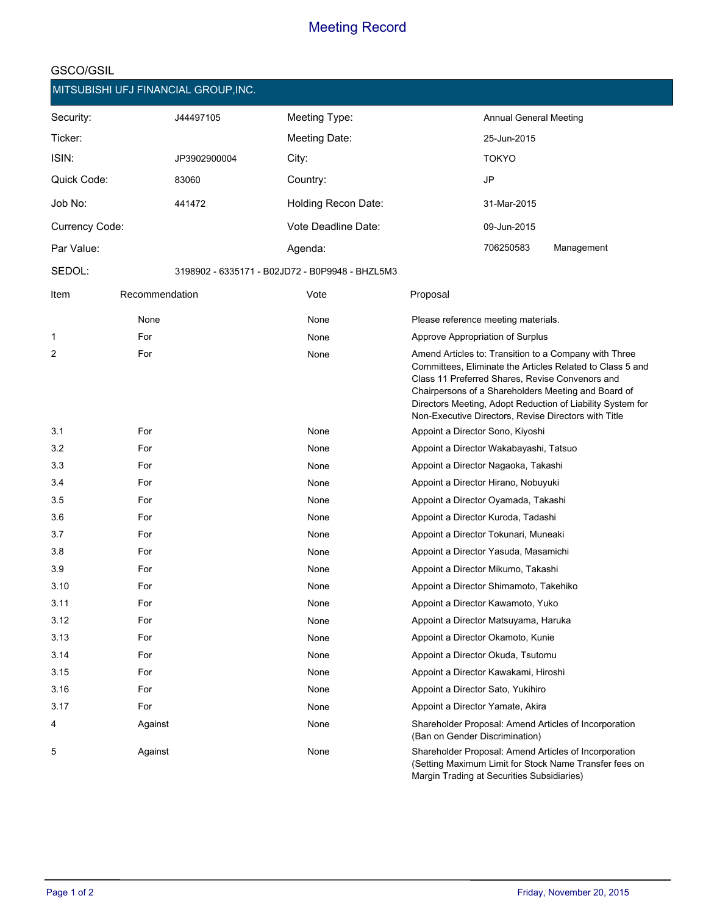# Meeting Record

GSCO/GSIL

## MITSUBISHI UFJ FINANCIAL GROUP,INC.

| | | | |
|---|---|---|---|
| Security: | J44497105 | Meeting Type: | Annual General Meeting |
| Ticker: | | Meeting Date: | 25-Jun-2015 |
| ISIN: | JP3902900004 | City: | TOKYO |
| Quick Code: | 83060 | Country: | JP |
| Job No: | 441472 | Holding Recon Date: | 31-Mar-2015 |
| Currency Code: | | Vote Deadline Date: | 09-Jun-2015 |
| Par Value: | | Agenda: | 706250583 Management |
| SEDOL: | 3198902 - 6335171 - B02JD72 - B0P9948 - BHZL5M3 | | |

| Item | Recommendation | Vote | Proposal |
|---|---|---|---|
| | None | None | Please reference meeting materials. |
| 1 | For | None | Approve Appropriation of Surplus |
| 2 | For | None | Amend Articles to: Transition to a Company with Three Committees, Eliminate the Articles Related to Class 5 and Class 11 Preferred Shares, Revise Convenors and Chairpersons of a Shareholders Meeting and Board of Directors Meeting, Adopt Reduction of Liability System for Non-Executive Directors, Revise Directors with Title |
| 3.1 | For | None | Appoint a Director Sono, Kiyoshi |
| 3.2 | For | None | Appoint a Director Wakabayashi, Tatsuo |
| 3.3 | For | None | Appoint a Director Nagaoka, Takashi |
| 3.4 | For | None | Appoint a Director Hirano, Nobuyuki |
| 3.5 | For | None | Appoint a Director Oyamada, Takashi |
| 3.6 | For | None | Appoint a Director Kuroda, Tadashi |
| 3.7 | For | None | Appoint a Director Tokunari, Muneaki |
| 3.8 | For | None | Appoint a Director Yasuda, Masamichi |
| 3.9 | For | None | Appoint a Director Mikumo, Takashi |
| 3.10 | For | None | Appoint a Director Shimamoto, Takehiko |
| 3.11 | For | None | Appoint a Director Kawamoto, Yuko |
| 3.12 | For | None | Appoint a Director Matsuyama, Haruka |
| 3.13 | For | None | Appoint a Director Okamoto, Kunie |
| 3.14 | For | None | Appoint a Director Okuda, Tsutomu |
| 3.15 | For | None | Appoint a Director Kawakami, Hiroshi |
| 3.16 | For | None | Appoint a Director Sato, Yukihiro |
| 3.17 | For | None | Appoint a Director Yamate, Akira |
| 4 | Against | None | Shareholder Proposal: Amend Articles of Incorporation (Ban on Gender Discrimination) |
| 5 | Against | None | Shareholder Proposal: Amend Articles of Incorporation (Setting Maximum Limit for Stock Name Transfer fees on Margin Trading at Securities Subsidiaries) |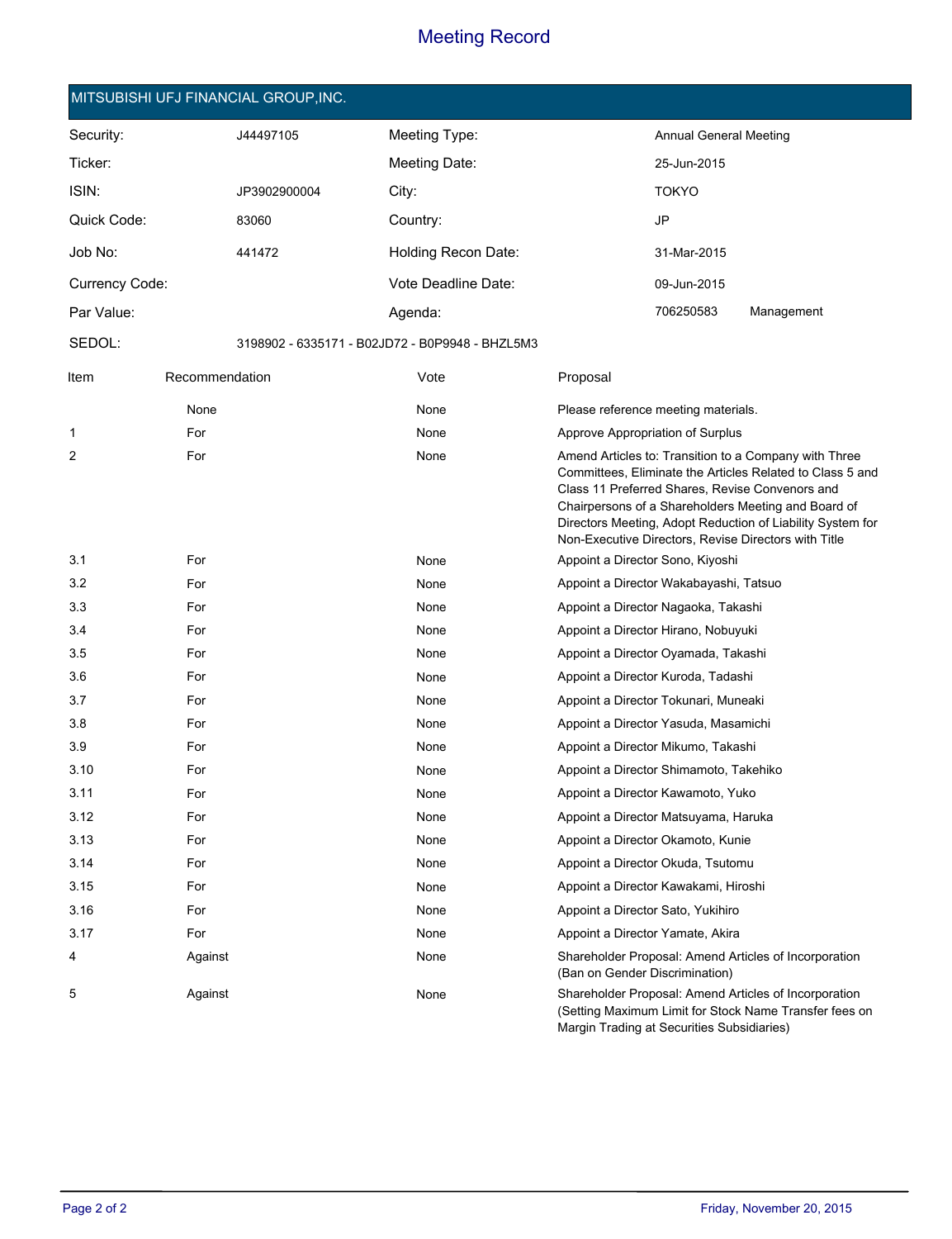# Meeting Record

## MITSUBISHI UFJ FINANCIAL GROUP,INC.

| | | | |
|---|---|---|---|
| Security: | J44497105 | Meeting Type: | Annual General Meeting |
| Ticker: | | Meeting Date: | 25-Jun-2015 |
| ISIN: | JP3902900004 | City: | TOKYO |
| Quick Code: | 83060 | Country: | JP |
| Job No: | 441472 | Holding Recon Date: | 31-Mar-2015 |
| Currency Code: | | Vote Deadline Date: | 09-Jun-2015 |
| Par Value: | | Agenda: | 706250583 Management |
| SEDOL: | 3198902 - 6335171 - B02JD72 - B0P9948 - BHZL5M3 | | |

| Item | Recommendation | Vote | Proposal |
|---|---|---|---|
| | None | None | Please reference meeting materials. |
| 1 | For | None | Approve Appropriation of Surplus |
| 2 | For | None | Amend Articles to: Transition to a Company with Three Committees, Eliminate the Articles Related to Class 5 and Class 11 Preferred Shares, Revise Convenors and Chairpersons of a Shareholders Meeting and Board of Directors Meeting, Adopt Reduction of Liability System for Non-Executive Directors, Revise Directors with Title |
| 3.1 | For | None | Appoint a Director Sono, Kiyoshi |
| 3.2 | For | None | Appoint a Director Wakabayashi, Tatsuo |
| 3.3 | For | None | Appoint a Director Nagaoka, Takashi |
| 3.4 | For | None | Appoint a Director Hirano, Nobuyuki |
| 3.5 | For | None | Appoint a Director Oyamada, Takashi |
| 3.6 | For | None | Appoint a Director Kuroda, Tadashi |
| 3.7 | For | None | Appoint a Director Tokunari, Muneaki |
| 3.8 | For | None | Appoint a Director Yasuda, Masamichi |
| 3.9 | For | None | Appoint a Director Mikumo, Takashi |
| 3.10 | For | None | Appoint a Director Shimamoto, Takehiko |
| 3.11 | For | None | Appoint a Director Kawamoto, Yuko |
| 3.12 | For | None | Appoint a Director Matsuyama, Haruka |
| 3.13 | For | None | Appoint a Director Okamoto, Kunie |
| 3.14 | For | None | Appoint a Director Okuda, Tsutomu |
| 3.15 | For | None | Appoint a Director Kawakami, Hiroshi |
| 3.16 | For | None | Appoint a Director Sato, Yukihiro |
| 3.17 | For | None | Appoint a Director Yamate, Akira |
| 4 | Against | None | Shareholder Proposal: Amend Articles of Incorporation (Ban on Gender Discrimination) |
| 5 | Against | None | Shareholder Proposal: Amend Articles of Incorporation (Setting Maximum Limit for Stock Name Transfer fees on Margin Trading at Securities Subsidiaries) |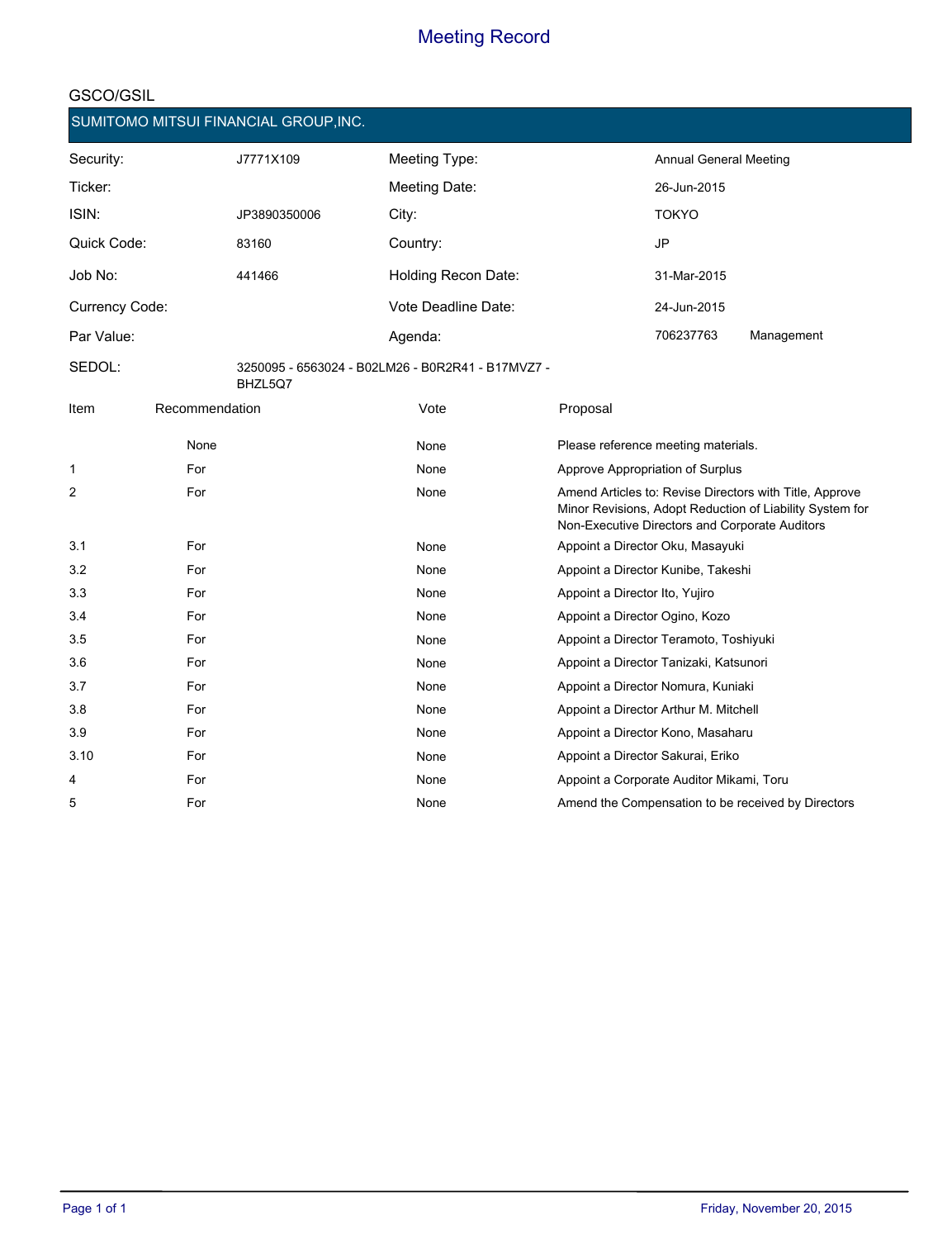# Meeting Record

GSCO/GSIL

## SUMITOMO MITSUI FINANCIAL GROUP,INC.

| | | | |
|---|---|---|---|
| Security: | J7771X109 | Meeting Type: | Annual General Meeting |
| Ticker: | | Meeting Date: | 26-Jun-2015 |
| ISIN: | JP3890350006 | City: | TOKYO |
| Quick Code: | 83160 | Country: | JP |
| Job No: | 441466 | Holding Recon Date: | 31-Mar-2015 |
| Currency Code: | | Vote Deadline Date: | 24-Jun-2015 |
| Par Value: | | Agenda: | 706237763 Management |
| SEDOL: | 3250095 - 6563024 - B02LM26 - B0R2R41 - B17MVZ7 - BHZL5Q7 | | |

| Item | Recommendation | Vote | Proposal |
|---|---|---|---|
| | None | None | Please reference meeting materials. |
| 1 | For | None | Approve Appropriation of Surplus |
| 2 | For | None | Amend Articles to: Revise Directors with Title, Approve Minor Revisions, Adopt Reduction of Liability System for Non-Executive Directors and Corporate Auditors |
| 3.1 | For | None | Appoint a Director Oku, Masayuki |
| 3.2 | For | None | Appoint a Director Kunibe, Takeshi |
| 3.3 | For | None | Appoint a Director Ito, Yujiro |
| 3.4 | For | None | Appoint a Director Ogino, Kozo |
| 3.5 | For | None | Appoint a Director Teramoto, Toshiyuki |
| 3.6 | For | None | Appoint a Director Tanizaki, Katsunori |
| 3.7 | For | None | Appoint a Director Nomura, Kuniaki |
| 3.8 | For | None | Appoint a Director Arthur M. Mitchell |
| 3.9 | For | None | Appoint a Director Kono, Masaharu |
| 3.10 | For | None | Appoint a Director Sakurai, Eriko |
| 4 | For | None | Appoint a Corporate Auditor Mikami, Toru |
| 5 | For | None | Amend the Compensation to be received by Directors |

Friday, November 20, 2015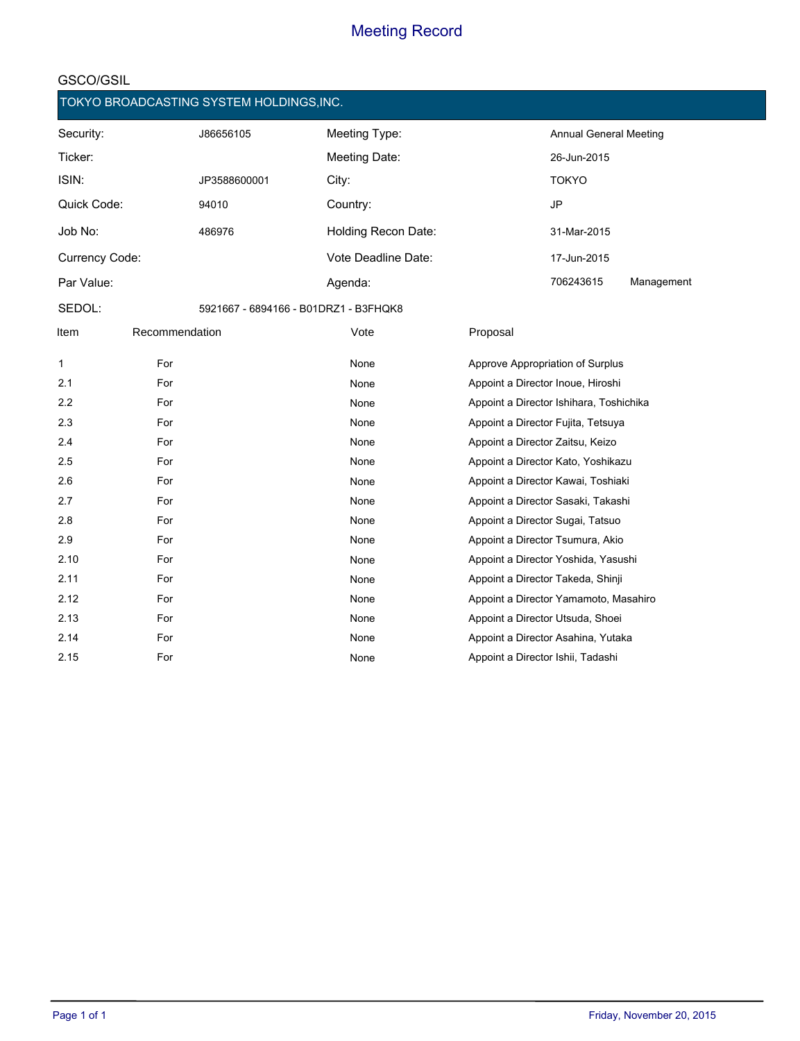# Meeting Record

GSCO/GSIL

## TOKYO BROADCASTING SYSTEM HOLDINGS,INC.

| | | | | |
|---|---|---|---|---|
| Security: | J86656105 | Meeting Type: | Annual General Meeting | |
| Ticker: | | Meeting Date: | 26-Jun-2015 | |
| ISIN: | JP3588600001 | City: | TOKYO | |
| Quick Code: | 94010 | Country: | JP | |
| Job No: | 486976 | Holding Recon Date: | 31-Mar-2015 | |
| Currency Code: | | Vote Deadline Date: | 17-Jun-2015 | |
| Par Value: | | Agenda: | 706243615 | Management |
| SEDOL: | 5921667 - 6894166 - B01DRZ1 - B3FHQK8 | | | |

| Item | Recommendation | Vote | Proposal |
|---|---|---|---|
| 1 | For | None | Approve Appropriation of Surplus |
| 2.1 | For | None | Appoint a Director Inoue, Hiroshi |
| 2.2 | For | None | Appoint a Director Ishihara, Toshichika |
| 2.3 | For | None | Appoint a Director Fujita, Tetsuya |
| 2.4 | For | None | Appoint a Director Zaitsu, Keizo |
| 2.5 | For | None | Appoint a Director Kato, Yoshikazu |
| 2.6 | For | None | Appoint a Director Kawai, Toshiaki |
| 2.7 | For | None | Appoint a Director Sasaki, Takashi |
| 2.8 | For | None | Appoint a Director Sugai, Tatsuo |
| 2.9 | For | None | Appoint a Director Tsumura, Akio |
| 2.10 | For | None | Appoint a Director Yoshida, Yasushi |
| 2.11 | For | None | Appoint a Director Takeda, Shinji |
| 2.12 | For | None | Appoint a Director Yamamoto, Masahiro |
| 2.13 | For | None | Appoint a Director Utsuda, Shoei |
| 2.14 | For | None | Appoint a Director Asahina, Yutaka |
| 2.15 | For | None | Appoint a Director Ishii, Tadashi |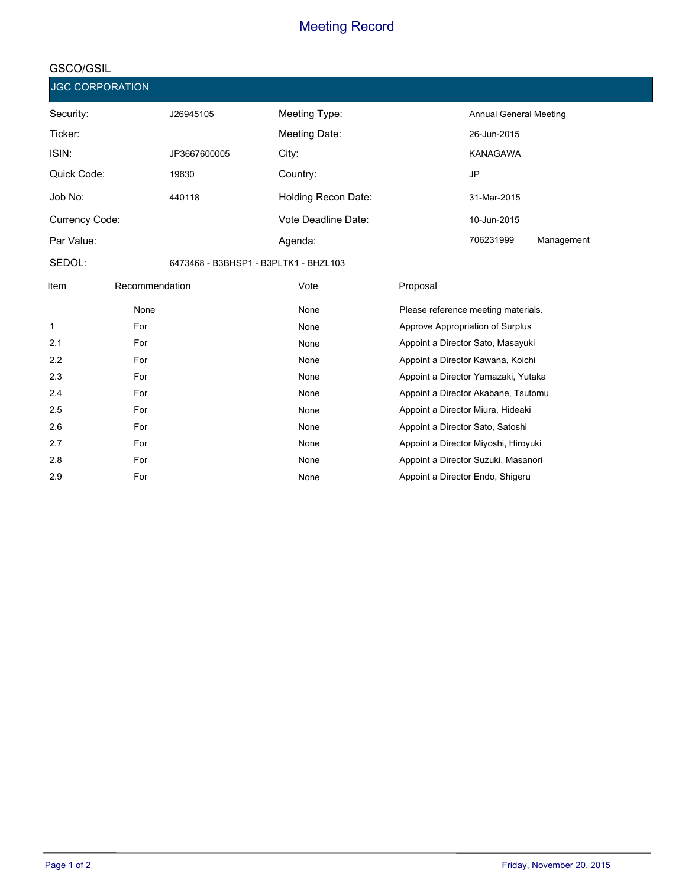# Meeting Record

GSCO/GSIL

## JGC CORPORATION

| | | | |
|---|---|---|---|
| Security: | J26945105 | Meeting Type: | Annual General Meeting |
| Ticker: | | Meeting Date: | 26-Jun-2015 |
| ISIN: | JP3667600005 | City: | KANAGAWA |
| Quick Code: | 19630 | Country: | JP |
| Job No: | 440118 | Holding Recon Date: | 31-Mar-2015 |
| Currency Code: | | Vote Deadline Date: | 10-Jun-2015 |
| Par Value: | | Agenda: | 706231999 Management |
| SEDOL: | 6473468 - B3BHSP1 - B3PLTK1 - BHZL103 | | |

| Item | Recommendation | Vote | Proposal |
|---|---|---|---|
| | None | None | Please reference meeting materials. |
| 1 | For | None | Approve Appropriation of Surplus |
| 2.1 | For | None | Appoint a Director Sato, Masayuki |
| 2.2 | For | None | Appoint a Director Kawana, Koichi |
| 2.3 | For | None | Appoint a Director Yamazaki, Yutaka |
| 2.4 | For | None | Appoint a Director Akabane, Tsutomu |
| 2.5 | For | None | Appoint a Director Miura, Hideaki |
| 2.6 | For | None | Appoint a Director Sato, Satoshi |
| 2.7 | For | None | Appoint a Director Miyoshi, Hiroyuki |
| 2.8 | For | None | Appoint a Director Suzuki, Masanori |
| 2.9 | For | None | Appoint a Director Endo, Shigeru |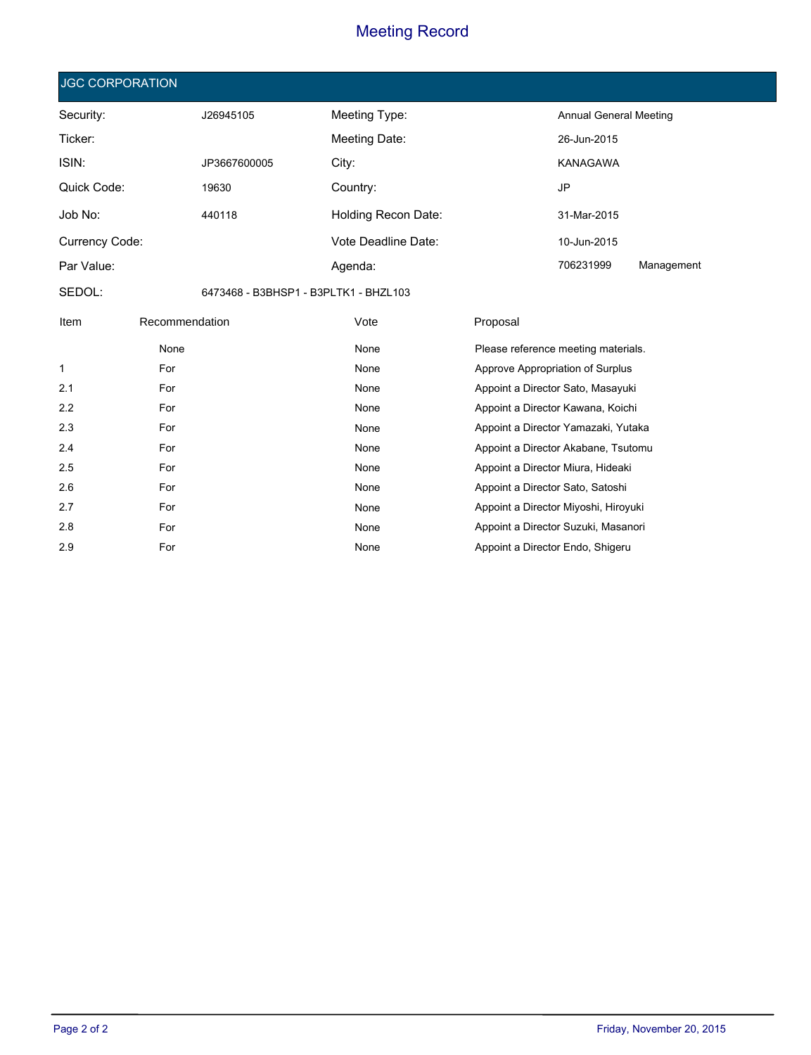# Meeting Record

## JGC CORPORATION

| | | | |
|---|---|---|---|
| Security: | J26945105 | Meeting Type: | Annual General Meeting |
| Ticker: | | Meeting Date: | 26-Jun-2015 |
| ISIN: | JP3667600005 | City: | KANAGAWA |
| Quick Code: | 19630 | Country: | JP |
| Job No: | 440118 | Holding Recon Date: | 31-Mar-2015 |
| Currency Code: | | Vote Deadline Date: | 10-Jun-2015 |
| Par Value: | | Agenda: | 706231999 Management |
| SEDOL: | 6473468 - B3BHSP1 - B3PLTK1 - BHZL103 | | |

| Item | Recommendation | Vote | Proposal |
|---|---|---|---|
| | None | None | Please reference meeting materials. |
| 1 | For | None | Approve Appropriation of Surplus |
| 2.1 | For | None | Appoint a Director Sato, Masayuki |
| 2.2 | For | None | Appoint a Director Kawana, Koichi |
| 2.3 | For | None | Appoint a Director Yamazaki, Yutaka |
| 2.4 | For | None | Appoint a Director Akabane, Tsutomu |
| 2.5 | For | None | Appoint a Director Miura, Hideaki |
| 2.6 | For | None | Appoint a Director Sato, Satoshi |
| 2.7 | For | None | Appoint a Director Miyoshi, Hiroyuki |
| 2.8 | For | None | Appoint a Director Suzuki, Masanori |
| 2.9 | For | None | Appoint a Director Endo, Shigeru |

Friday, November 20, 2015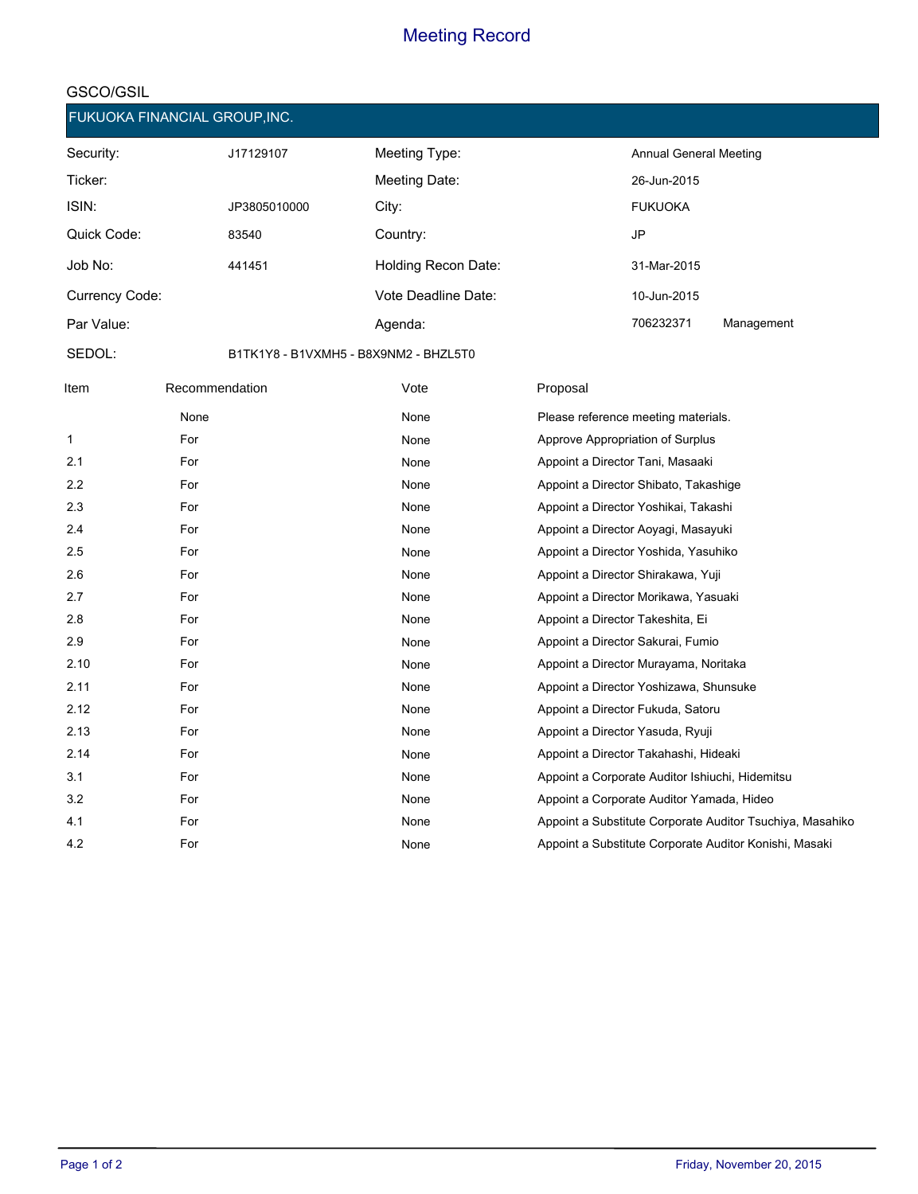# Meeting Record

GSCO/GSIL

## FUKUOKA FINANCIAL GROUP,INC.

| | | | |
|---|---|---|---|
| Security: | J17129107 | Meeting Type: | Annual General Meeting |
| Ticker: | | Meeting Date: | 26-Jun-2015 |
| ISIN: | JP3805010000 | City: | FUKUOKA |
| Quick Code: | 83540 | Country: | JP |
| Job No: | 441451 | Holding Recon Date: | 31-Mar-2015 |
| Currency Code: | | Vote Deadline Date: | 10-Jun-2015 |
| Par Value: | | Agenda: | 706232371 Management |
| SEDOL: | B1TK1Y8 - B1VXMH5 - B8X9NM2 - BHZL5T0 | | |

| Item | Recommendation | Vote | Proposal |
|---|---|---|---|
| | None | None | Please reference meeting materials. |
| 1 | For | None | Approve Appropriation of Surplus |
| 2.1 | For | None | Appoint a Director Tani, Masaaki |
| 2.2 | For | None | Appoint a Director Shibato, Takashige |
| 2.3 | For | None | Appoint a Director Yoshikai, Takashi |
| 2.4 | For | None | Appoint a Director Aoyagi, Masayuki |
| 2.5 | For | None | Appoint a Director Yoshida, Yasuhiko |
| 2.6 | For | None | Appoint a Director Shirakawa, Yuji |
| 2.7 | For | None | Appoint a Director Morikawa, Yasuaki |
| 2.8 | For | None | Appoint a Director Takeshita, Ei |
| 2.9 | For | None | Appoint a Director Sakurai, Fumio |
| 2.10 | For | None | Appoint a Director Murayama, Noritaka |
| 2.11 | For | None | Appoint a Director Yoshizawa, Shunsuke |
| 2.12 | For | None | Appoint a Director Fukuda, Satoru |
| 2.13 | For | None | Appoint a Director Yasuda, Ryuji |
| 2.14 | For | None | Appoint a Director Takahashi, Hideaki |
| 3.1 | For | None | Appoint a Corporate Auditor Ishiuchi, Hidemitsu |
| 3.2 | For | None | Appoint a Corporate Auditor Yamada, Hideo |
| 4.1 | For | None | Appoint a Substitute Corporate Auditor Tsuchiya, Masahiko |
| 4.2 | For | None | Appoint a Substitute Corporate Auditor Konishi, Masaki |

Friday, November 20, 2015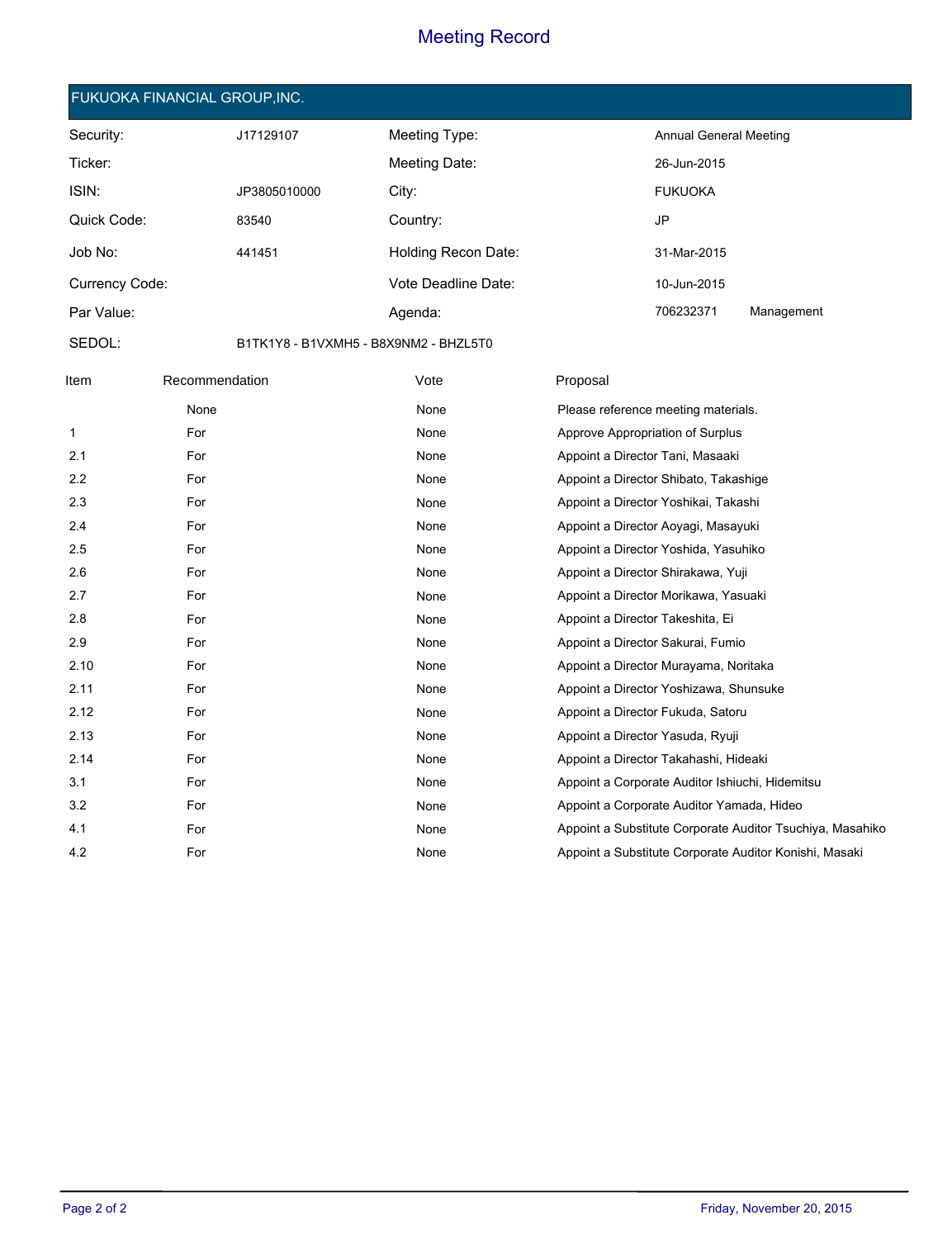# Meeting Record

## FUKUOKA FINANCIAL GROUP,INC.

| | | | | |
|---|---|---|---|---|
| Security: | J17129107 | Meeting Type: | Annual General Meeting | |
| Ticker: | | Meeting Date: | 26-Jun-2015 | |
| ISIN: | JP3805010000 | City: | FUKUOKA | |
| Quick Code: | 83540 | Country: | JP | |
| Job No: | 441451 | Holding Recon Date: | 31-Mar-2015 | |
| Currency Code: | | Vote Deadline Date: | 10-Jun-2015 | |
| Par Value: | | Agenda: | 706232371 | Management |
| SEDOL: | B1TK1Y8 - B1VXMH5 - B8X9NM2 - BHZL5T0 | | | |

| Item | Recommendation | Vote | Proposal |
|---|---|---|---|
| | None | None | Please reference meeting materials. |
| 1 | For | None | Approve Appropriation of Surplus |
| 2.1 | For | None | Appoint a Director Tani, Masaaki |
| 2.2 | For | None | Appoint a Director Shibato, Takashige |
| 2.3 | For | None | Appoint a Director Yoshikai, Takashi |
| 2.4 | For | None | Appoint a Director Aoyagi, Masayuki |
| 2.5 | For | None | Appoint a Director Yoshida, Yasuhiko |
| 2.6 | For | None | Appoint a Director Shirakawa, Yuji |
| 2.7 | For | None | Appoint a Director Morikawa, Yasuaki |
| 2.8 | For | None | Appoint a Director Takeshita, Ei |
| 2.9 | For | None | Appoint a Director Sakurai, Fumio |
| 2.10 | For | None | Appoint a Director Murayama, Noritaka |
| 2.11 | For | None | Appoint a Director Yoshizawa, Shunsuke |
| 2.12 | For | None | Appoint a Director Fukuda, Satoru |
| 2.13 | For | None | Appoint a Director Yasuda, Ryuji |
| 2.14 | For | None | Appoint a Director Takahashi, Hideaki |
| 3.1 | For | None | Appoint a Corporate Auditor Ishiuchi, Hidemitsu |
| 3.2 | For | None | Appoint a Corporate Auditor Yamada, Hideo |
| 4.1 | For | None | Appoint a Substitute Corporate Auditor Tsuchiya, Masahiko |
| 4.2 | For | None | Appoint a Substitute Corporate Auditor Konishi, Masaki |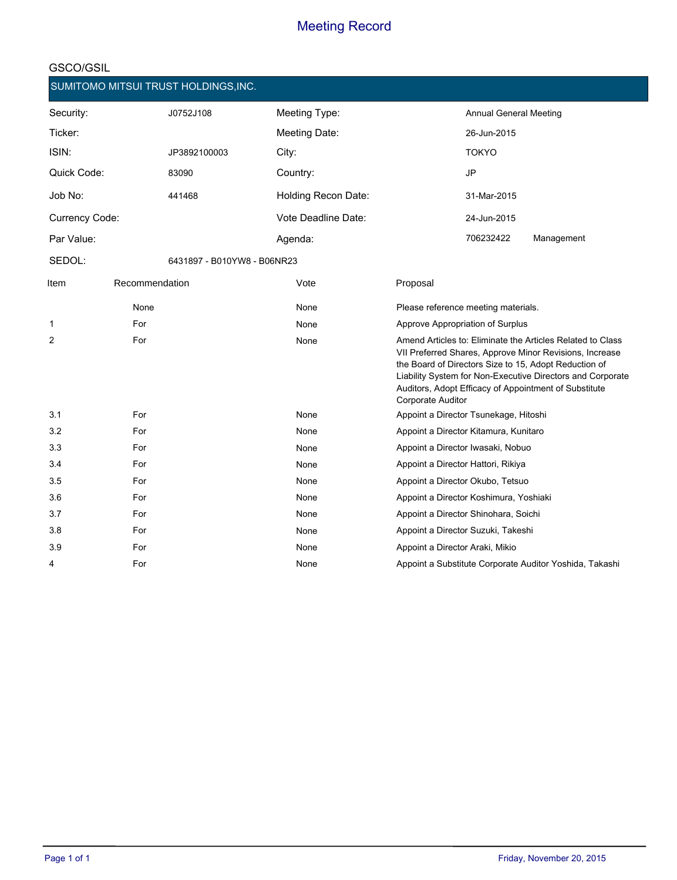# Meeting Record

GSCO/GSIL

## SUMITOMO MITSUI TRUST HOLDINGS,INC.

| | | | |
|---|---|---|---|
| Security: | J0752J108 | Meeting Type: | Annual General Meeting |
| Ticker: | | Meeting Date: | 26-Jun-2015 |
| ISIN: | JP3892100003 | City: | TOKYO |
| Quick Code: | 83090 | Country: | JP |
| Job No: | 441468 | Holding Recon Date: | 31-Mar-2015 |
| Currency Code: | | Vote Deadline Date: | 24-Jun-2015 |
| Par Value: | | Agenda: | 706232422 Management |
| SEDOL: | 6431897 - B010YW8 - B06NR23 | | |

| Item | Recommendation | Vote | Proposal |
|---|---|---|---|
| | None | None | Please reference meeting materials. |
| 1 | For | None | Approve Appropriation of Surplus |
| 2 | For | None | Amend Articles to: Eliminate the Articles Related to Class VII Preferred Shares, Approve Minor Revisions, Increase the Board of Directors Size to 15, Adopt Reduction of Liability System for Non-Executive Directors and Corporate Auditors, Adopt Efficacy of Appointment of Substitute Corporate Auditor |
| 3.1 | For | None | Appoint a Director Tsunekage, Hitoshi |
| 3.2 | For | None | Appoint a Director Kitamura, Kunitaro |
| 3.3 | For | None | Appoint a Director Iwasaki, Nobuo |
| 3.4 | For | None | Appoint a Director Hattori, Rikiya |
| 3.5 | For | None | Appoint a Director Okubo, Tetsuo |
| 3.6 | For | None | Appoint a Director Koshimura, Yoshiaki |
| 3.7 | For | None | Appoint a Director Shinohara, Soichi |
| 3.8 | For | None | Appoint a Director Suzuki, Takeshi |
| 3.9 | For | None | Appoint a Director Araki, Mikio |
| 4 | For | None | Appoint a Substitute Corporate Auditor Yoshida, Takashi |

Friday, November 20, 2015